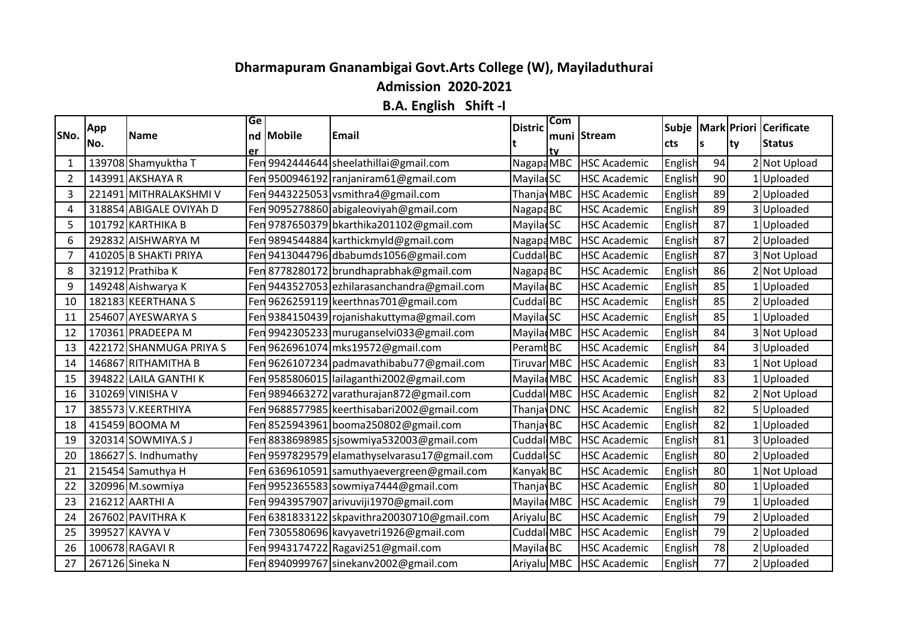# Dharmapuram Gnanambigai Govt.Arts College (W), Mayiladuthurai

## Admission 2020-2021

### B.A. English Shift -I

| SNo. | App No. | Name | Gender | Mobile | Email | District | Community | Stream | Subjects | Marks | Priority | Cerificate Status |
|---|---|---|---|---|---|---|---|---|---|---|---|---|
| 1 | 139708 | Shamyuktha T | Fen | 9942444644 | sheelathillai@gmail.com | Nagapa | MBC | HSC Academic | English | 94 | 2 | Not Upload |
| 2 | 143991 | AKSHAYA R | Fen | 9500946192 | ranjaniram61@gmail.com | Mayila | SC | HSC Academic | English | 90 | 1 | Uploaded |
| 3 | 221491 | MITHRALAKSHMI V | Fen | 9443225053 | vsmithra4@gmail.com | Thanja | MBC | HSC Academic | English | 89 | 2 | Uploaded |
| 4 | 318854 | ABIGALE OVIYAh D | Fen | 9095278860 | abigaleoviyah@gmail.com | Nagapa | BC | HSC Academic | English | 89 | 3 | Uploaded |
| 5 | 101792 | KARTHIKA B | Fen | 9787650379 | bkarthika201102@gmail.com | Mayila | SC | HSC Academic | English | 87 | 1 | Uploaded |
| 6 | 292832 | AISHWARYA M | Fen | 9894544884 | karthickmyld@gmail.com | Nagapa | MBC | HSC Academic | English | 87 | 2 | Uploaded |
| 7 | 410205 | B SHAKTI PRIYA | Fen | 9413044796 | dbabumds1056@gmail.com | Cuddal | BC | HSC Academic | English | 87 | 3 | Not Upload |
| 8 | 321912 | Prathiba K | Fen | 8778280172 | brundhaprabhak@gmail.com | Nagapa | BC | HSC Academic | English | 86 | 2 | Not Upload |
| 9 | 149248 | Aishwarya K | Fen | 9443527053 | ezhilarasanchandra@gmail.com | Mayila | BC | HSC Academic | English | 85 | 1 | Uploaded |
| 10 | 182183 | KEERTHANA S | Fen | 9626259119 | keerthnas701@gmail.com | Cuddal | BC | HSC Academic | English | 85 | 2 | Uploaded |
| 11 | 254607 | AYESWARYA S | Fen | 9384150439 | rojanishakuttyma@gmail.com | Mayila | SC | HSC Academic | English | 85 | 1 | Uploaded |
| 12 | 170361 | PRADEEPA M | Fen | 9942305233 | muruganselvi033@gmail.com | Mayila | MBC | HSC Academic | English | 84 | 3 | Not Upload |
| 13 | 422172 | SHANMUGA PRIYA S | Fen | 9626961074 | mks19572@gmail.com | Peramb | BC | HSC Academic | English | 84 | 3 | Uploaded |
| 14 | 146867 | RITHAMITHA B | Fen | 9626107234 | padmavathibabu77@gmail.com | Tiruvar | MBC | HSC Academic | English | 83 | 1 | Not Upload |
| 15 | 394822 | LAILA GANTHI K | Fen | 9585806015 | lailaganthi2002@gmail.com | Mayila | MBC | HSC Academic | English | 83 | 1 | Uploaded |
| 16 | 310269 | VINISHA V | Fen | 9894663272 | varathurajan872@gmail.com | Cuddal | MBC | HSC Academic | English | 82 | 2 | Not Upload |
| 17 | 385573 | V.KEERTHIYA | Fen | 9688577985 | keerthisabari2002@gmail.com | Thanja | DNC | HSC Academic | English | 82 | 5 | Uploaded |
| 18 | 415459 | BOOMA M | Fen | 8525943961 | booma250802@gmail.com | Thanja | BC | HSC Academic | English | 82 | 1 | Uploaded |
| 19 | 320314 | SOWMIYA.S J | Fen | 8838698985 | sjsowmiya532003@gmail.com | Cuddal | MBC | HSC Academic | English | 81 | 3 | Uploaded |
| 20 | 186627 | S. Indhumathy | Fen | 9597829579 | elamathyselvarasu17@gmail.com | Cuddal | SC | HSC Academic | English | 80 | 2 | Uploaded |
| 21 | 215454 | Samuthya H | Fen | 6369610591 | samuthyaevergreen@gmail.com | Kanyak | BC | HSC Academic | English | 80 | 1 | Not Upload |
| 22 | 320996 | M.sowmiya | Fen | 9952365583 | sowmiya7444@gmail.com | Thanja | BC | HSC Academic | English | 80 | 1 | Uploaded |
| 23 | 216212 | AARTHI A | Fen | 9943957907 | arivuviji1970@gmail.com | Mayila | MBC | HSC Academic | English | 79 | 1 | Uploaded |
| 24 | 267602 | PAVITHRA K | Fen | 6381833122 | skpavithra20030710@gmail.com | Ariyalu | BC | HSC Academic | English | 79 | 2 | Uploaded |
| 25 | 399527 | KAVYA V | Fen | 7305580696 | kavyavetri1926@gmail.com | Cuddal | MBC | HSC Academic | English | 79 | 2 | Uploaded |
| 26 | 100678 | RAGAVI R | Fen | 9943174722 | Ragavi251@gmail.com | Mayila | BC | HSC Academic | English | 78 | 2 | Uploaded |
| 27 | 267126 | Sineka N | Fen | 8940999767 | sinekanv2002@gmail.com | Ariyalu | MBC | HSC Academic | English | 77 | 2 | Uploaded |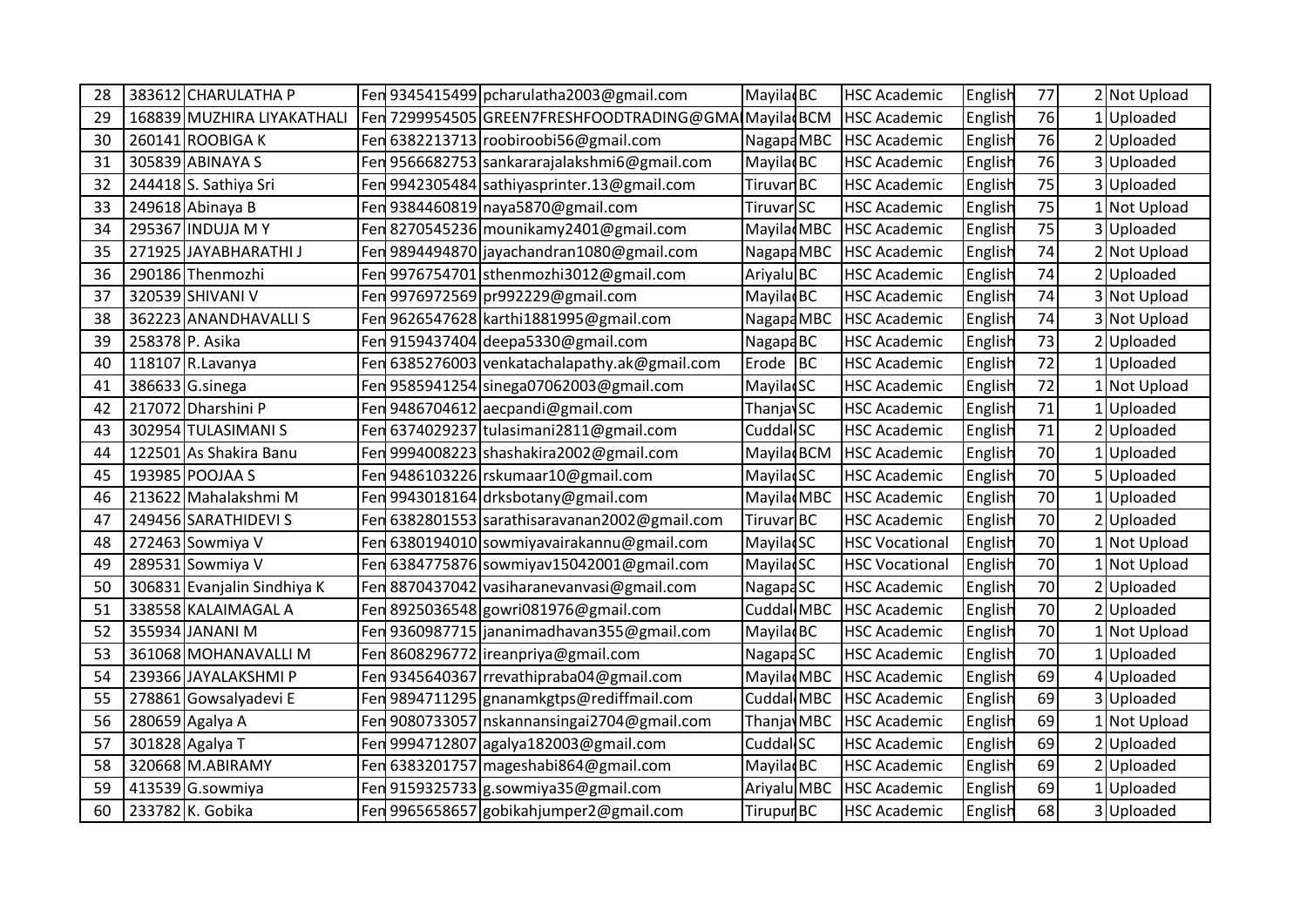| 28 | 383612 | CHARULATHA P | Fen | 9345415499 | pcharulatha2003@gmail.com | Mayila | BC | HSC Academic | English | 77 | 2 | Not Upload |
|---|---|---|---|---|---|---|---|---|---|---|---|---|
| 29 | 168839 | MUZHIRA LIYAKATHALI | Fen | 7299954505 | GREEN7FRESHFOODTRADING@GMA | Mayila | BCM | HSC Academic | English | 76 | 1 | Uploaded |
| 30 | 260141 | ROOBIGA K | Fen | 6382213713 | roobiroobi56@gmail.com | Nagapa | MBC | HSC Academic | English | 76 | 2 | Uploaded |
| 31 | 305839 | ABINAYA S | Fen | 9566682753 | sankararajalakshmi6@gmail.com | Mayila | BC | HSC Academic | English | 76 | 3 | Uploaded |
| 32 | 244418 | S. Sathiya Sri | Fen | 9942305484 | sathiyasprinter.13@gmail.com | Tiruvar | BC | HSC Academic | English | 75 | 3 | Uploaded |
| 33 | 249618 | Abinaya B | Fen | 9384460819 | naya5870@gmail.com | Tiruvar | SC | HSC Academic | English | 75 | 1 | Not Upload |
| 34 | 295367 | INDUJA M Y | Fen | 8270545236 | mounikamy2401@gmail.com | Mayila | MBC | HSC Academic | English | 75 | 3 | Uploaded |
| 35 | 271925 | JAYABHARATHI J | Fen | 9894494870 | jayachandran1080@gmail.com | Nagapa | MBC | HSC Academic | English | 74 | 2 | Not Upload |
| 36 | 290186 | Thenmozhi | Fen | 9976754701 | sthenmozhi3012@gmail.com | Ariyalu | BC | HSC Academic | English | 74 | 2 | Uploaded |
| 37 | 320539 | SHIVANI V | Fen | 9976972569 | pr992229@gmail.com | Mayila | BC | HSC Academic | English | 74 | 3 | Not Upload |
| 38 | 362223 | ANANDHAVALLI S | Fen | 9626547628 | karthi1881995@gmail.com | Nagapa | MBC | HSC Academic | English | 74 | 3 | Not Upload |
| 39 | 258378 | P. Asika | Fen | 9159437404 | deepa5330@gmail.com | Nagapa | BC | HSC Academic | English | 73 | 2 | Uploaded |
| 40 | 118107 | R.Lavanya | Fen | 6385276003 | venkatachalapathy.ak@gmail.com | Erode | BC | HSC Academic | English | 72 | 1 | Uploaded |
| 41 | 386633 | G.sinega | Fen | 9585941254 | sinega07062003@gmail.com | Mayila | SC | HSC Academic | English | 72 | 1 | Not Upload |
| 42 | 217072 | Dharshini P | Fen | 9486704612 | aecpandi@gmail.com | Thanja | SC | HSC Academic | English | 71 | 1 | Uploaded |
| 43 | 302954 | TULASIMANI S | Fen | 6374029237 | tulasimani2811@gmail.com | Cuddal | SC | HSC Academic | English | 71 | 2 | Uploaded |
| 44 | 122501 | As Shakira Banu | Fen | 9994008223 | shashakira2002@gmail.com | Mayila | BCM | HSC Academic | English | 70 | 1 | Uploaded |
| 45 | 193985 | POOJAA S | Fen | 9486103226 | rskumaar10@gmail.com | Mayila | SC | HSC Academic | English | 70 | 5 | Uploaded |
| 46 | 213622 | Mahalakshmi M | Fen | 9943018164 | drksbotany@gmail.com | Mayila | MBC | HSC Academic | English | 70 | 1 | Uploaded |
| 47 | 249456 | SARATHIDEVI S | Fen | 6382801553 | sarathisaravanan2002@gmail.com | Tiruvar | BC | HSC Academic | English | 70 | 2 | Uploaded |
| 48 | 272463 | Sowmiya V | Fen | 6380194010 | sowmiyavairakannu@gmail.com | Mayila | SC | HSC Vocational | English | 70 | 1 | Not Upload |
| 49 | 289531 | Sowmiya V | Fen | 6384775876 | sowmiyav15042001@gmail.com | Mayila | SC | HSC Vocational | English | 70 | 1 | Not Upload |
| 50 | 306831 | Evanjalin Sindhiya K | Fen | 8870437042 | vasiharanevanvasi@gmail.com | Nagapa | SC | HSC Academic | English | 70 | 2 | Uploaded |
| 51 | 338558 | KALAIMAGAL A | Fen | 8925036548 | gowri081976@gmail.com | Cuddal | MBC | HSC Academic | English | 70 | 2 | Uploaded |
| 52 | 355934 | JANANI M | Fen | 9360987715 | jananimadhavan355@gmail.com | Mayila | BC | HSC Academic | English | 70 | 1 | Not Upload |
| 53 | 361068 | MOHANAVALLI M | Fen | 8608296772 | ireanpriya@gmail.com | Nagapa | SC | HSC Academic | English | 70 | 1 | Uploaded |
| 54 | 239366 | JAYALAKSHMI P | Fen | 9345640367 | rrevathipraba04@gmail.com | Mayila | MBC | HSC Academic | English | 69 | 4 | Uploaded |
| 55 | 278861 | Gowsalyadevi E | Fen | 9894711295 | gnanamkgtps@rediffmail.com | Cuddal | MBC | HSC Academic | English | 69 | 3 | Uploaded |
| 56 | 280659 | Agalya A | Fen | 9080733057 | nskannansingai2704@gmail.com | Thanja | MBC | HSC Academic | English | 69 | 1 | Not Upload |
| 57 | 301828 | Agalya T | Fen | 9994712807 | agalya182003@gmail.com | Cuddal | SC | HSC Academic | English | 69 | 2 | Uploaded |
| 58 | 320668 | M.ABIRAMY | Fen | 6383201757 | mageshabi864@gmail.com | Mayila | BC | HSC Academic | English | 69 | 2 | Uploaded |
| 59 | 413539 | G.sowmiya | Fen | 9159325733 | g.sowmiya35@gmail.com | Ariyalu | MBC | HSC Academic | English | 69 | 1 | Uploaded |
| 60 | 233782 | K. Gobika | Fen | 9965658657 | gobikahjumper2@gmail.com | Tirupur | BC | HSC Academic | English | 68 | 3 | Uploaded |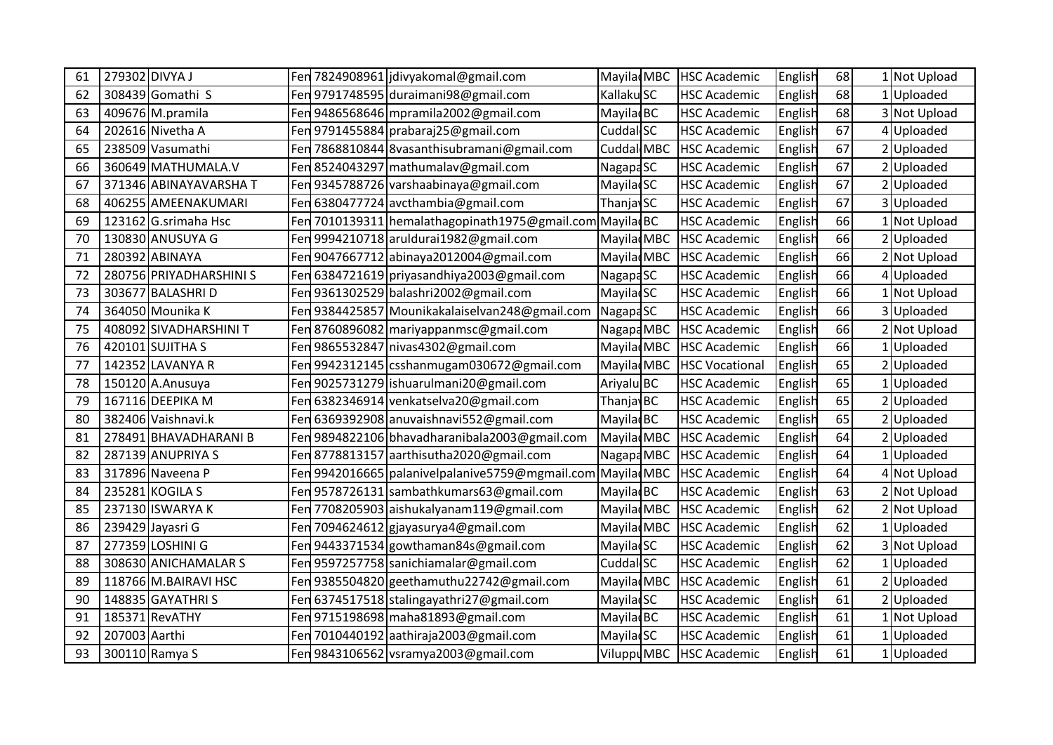| 61 | 279302 | DIVYA J | Fen | 7824908961 | jdivyakomal@gmail.com | Mayila | MBC | HSC Academic | English | 68 | 1 | Not Upload |
|---|---|---|---|---|---|---|---|---|---|---|---|---|
| 62 | 308439 | Gomathi S | Fen | 9791748595 | duraimani98@gmail.com | Kallaku | SC | HSC Academic | English | 68 | 1 | Uploaded |
| 63 | 409676 | M.pramila | Fen | 9486568646 | mpramila2002@gmail.com | Mayila | BC | HSC Academic | English | 68 | 3 | Not Upload |
| 64 | 202616 | Nivetha A | Fen | 9791455884 | prabaraj25@gmail.com | Cuddal | SC | HSC Academic | English | 67 | 4 | Uploaded |
| 65 | 238509 | Vasumathi | Fen | 7868810844 | 8vasanthisubramani@gmail.com | Cuddal | MBC | HSC Academic | English | 67 | 2 | Uploaded |
| 66 | 360649 | MATHUMALA.V | Fen | 8524043297 | mathumalav@gmail.com | Nagapa | SC | HSC Academic | English | 67 | 2 | Uploaded |
| 67 | 371346 | ABINAYAVARSHA T | Fen | 9345788726 | varshaabinaya@gmail.com | Mayila | SC | HSC Academic | English | 67 | 2 | Uploaded |
| 68 | 406255 | AMEENAKUMARI | Fen | 6380477724 | avcthambia@gmail.com | Thanja | SC | HSC Academic | English | 67 | 3 | Uploaded |
| 69 | 123162 | G.srimaha Hsc | Fen | 7010139311 | hemalathagopinath1975@gmail.com | Mayila | BC | HSC Academic | English | 66 | 1 | Not Upload |
| 70 | 130830 | ANUSUYA G | Fen | 9994210718 | aruldurai1982@gmail.com | Mayila | MBC | HSC Academic | English | 66 | 2 | Uploaded |
| 71 | 280392 | ABINAYA | Fen | 9047667712 | abinaya2012004@gmail.com | Mayila | MBC | HSC Academic | English | 66 | 2 | Not Upload |
| 72 | 280756 | PRIYADHARSHINI S | Fen | 6384721619 | priyasandhiya2003@gmail.com | Nagapa | SC | HSC Academic | English | 66 | 4 | Uploaded |
| 73 | 303677 | BALASHRI D | Fen | 9361302529 | balashri2002@gmail.com | Mayila | SC | HSC Academic | English | 66 | 1 | Not Upload |
| 74 | 364050 | Mounika K | Fen | 9384425857 | Mounikakalaiselvan248@gmail.com | Nagapa | SC | HSC Academic | English | 66 | 3 | Uploaded |
| 75 | 408092 | SIVADHARSHINI T | Fen | 8760896082 | mariyappanmsc@gmail.com | Nagapa | MBC | HSC Academic | English | 66 | 2 | Not Upload |
| 76 | 420101 | SUJITHA S | Fen | 9865532847 | nivas4302@gmail.com | Mayila | MBC | HSC Academic | English | 66 | 1 | Uploaded |
| 77 | 142352 | LAVANYA R | Fen | 9942312145 | csshanmugam030672@gmail.com | Mayila | MBC | HSC Vocational | English | 65 | 2 | Uploaded |
| 78 | 150120 | A.Anusuya | Fen | 9025731279 | ishuarulmani20@gmail.com | Ariyalu | BC | HSC Academic | English | 65 | 1 | Uploaded |
| 79 | 167116 | DEEPIKA M | Fen | 6382346914 | venkatselva20@gmail.com | Thanja | BC | HSC Academic | English | 65 | 2 | Uploaded |
| 80 | 382406 | Vaishnavi.k | Fen | 6369392908 | anuvaishnavi552@gmail.com | Mayila | BC | HSC Academic | English | 65 | 2 | Uploaded |
| 81 | 278491 | BHAVADHARANI B | Fen | 9894822106 | bhavadharanibala2003@gmail.com | Mayila | MBC | HSC Academic | English | 64 | 2 | Uploaded |
| 82 | 287139 | ANUPRIYA S | Fen | 8778813157 | aarthisutha2020@gmail.com | Nagapa | MBC | HSC Academic | English | 64 | 1 | Uploaded |
| 83 | 317896 | Naveena P | Fen | 9942016665 | palanivelpalanive5759@mgmail.com | Mayila | MBC | HSC Academic | English | 64 | 4 | Not Upload |
| 84 | 235281 | KOGILA S | Fen | 9578726131 | sambathkumars63@gmail.com | Mayila | BC | HSC Academic | English | 63 | 2 | Not Upload |
| 85 | 237130 | ISWARYA K | Fen | 7708205903 | aishukalyanam119@gmail.com | Mayila | MBC | HSC Academic | English | 62 | 2 | Not Upload |
| 86 | 239429 | Jayasri G | Fen | 7094624612 | gjayasurya4@gmail.com | Mayila | MBC | HSC Academic | English | 62 | 1 | Uploaded |
| 87 | 277359 | LOSHINI G | Fen | 9443371534 | gowthaman84s@gmail.com | Mayila | SC | HSC Academic | English | 62 | 3 | Not Upload |
| 88 | 308630 | ANICHAMALAR S | Fen | 9597257758 | sanichiamalar@gmail.com | Cuddal | SC | HSC Academic | English | 62 | 1 | Uploaded |
| 89 | 118766 | M.BAIRAVI HSC | Fen | 9385504820 | geethamuthu22742@gmail.com | Mayila | MBC | HSC Academic | English | 61 | 2 | Uploaded |
| 90 | 148835 | GAYATHRI S | Fen | 6374517518 | stalingayathri27@gmail.com | Mayila | SC | HSC Academic | English | 61 | 2 | Uploaded |
| 91 | 185371 | RevATHY | Fen | 9715198698 | maha81893@gmail.com | Mayila | BC | HSC Academic | English | 61 | 1 | Not Upload |
| 92 | 207003 | Aarthi | Fen | 7010440192 | aathiraja2003@gmail.com | Mayila | SC | HSC Academic | English | 61 | 1 | Uploaded |
| 93 | 300110 | Ramya S | Fen | 9843106562 | vsramya2003@gmail.com | Viluppu | MBC | HSC Academic | English | 61 | 1 | Uploaded |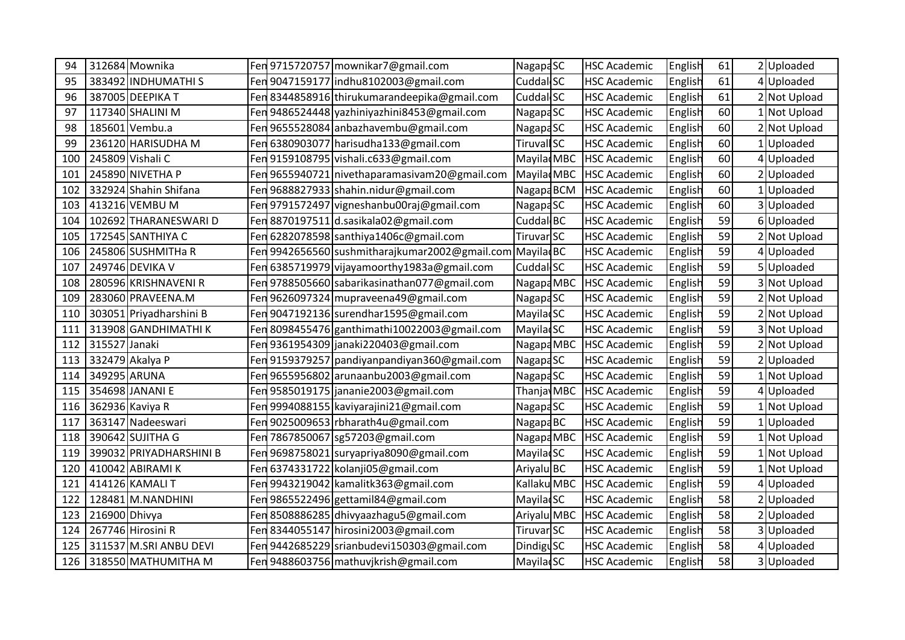| 94 | 312684 | Mownika | Fen | 9715720757 | mownikar7@gmail.com | Nagapa | SC | HSC Academic | English | 61 | 2 | Uploaded |
|---|---|---|---|---|---|---|---|---|---|---|---|---|
| 95 | 383492 | INDHUMATHI S | Fen | 9047159177 | indhu8102003@gmail.com | Cuddal | SC | HSC Academic | English | 61 | 4 | Uploaded |
| 96 | 387005 | DEEPIKA T | Fen | 8344858916 | thirukumarandeepika@gmail.com | Cuddal | SC | HSC Academic | English | 61 | 2 | Not Upload |
| 97 | 117340 | SHALINI M | Fen | 9486524448 | yazhiniyazhini8453@gmail.com | Nagapa | SC | HSC Academic | English | 60 | 1 | Not Upload |
| 98 | 185601 | Vembu.a | Fen | 9655528084 | anbazhavembu@gmail.com | Nagapa | SC | HSC Academic | English | 60 | 2 | Not Upload |
| 99 | 236120 | HARISUDHA M | Fen | 6380903077 | harisudha133@gmail.com | Tiruval | SC | HSC Academic | English | 60 | 1 | Uploaded |
| 100 | 245809 | Vishali C | Fen | 9159108795 | vishali.c633@gmail.com | Mayilad | MBC | HSC Academic | English | 60 | 4 | Uploaded |
| 101 | 245890 | NIVETHA P | Fen | 9655940721 | nivethaparamasivam20@gmail.com | Mayilad | MBC | HSC Academic | English | 60 | 2 | Uploaded |
| 102 | 332924 | Shahin Shifana | Fen | 9688827933 | shahin.nidur@gmail.com | Nagapa | BCM | HSC Academic | English | 60 | 1 | Uploaded |
| 103 | 413216 | VEMBU M | Fen | 9791572497 | vigneshanbu00raj@gmail.com | Nagapa | SC | HSC Academic | English | 60 | 3 | Uploaded |
| 104 | 102692 | THARANESWARI D | Fen | 8870197511 | d.sasikala02@gmail.com | Cuddal | BC | HSC Academic | English | 59 | 6 | Uploaded |
| 105 | 172545 | SANTHIYA C | Fen | 6282078598 | santhiya1406c@gmail.com | Tiruvar | SC | HSC Academic | English | 59 | 2 | Not Upload |
| 106 | 245806 | SUSHMITHa R | Fen | 9942656560 | sushmitharajkumar2002@gmail.com | Mayilad | BC | HSC Academic | English | 59 | 4 | Uploaded |
| 107 | 249746 | DEVIKA V | Fen | 6385719979 | vijayamoorthy1983a@gmail.com | Cuddal | SC | HSC Academic | English | 59 | 5 | Uploaded |
| 108 | 280596 | KRISHNAVENI R | Fen | 9788505660 | sabarikasinathan077@gmail.com | Nagapa | MBC | HSC Academic | English | 59 | 3 | Not Upload |
| 109 | 283060 | PRAVEENA.M | Fen | 9626097324 | mupraveena49@gmail.com | Nagapa | SC | HSC Academic | English | 59 | 2 | Not Upload |
| 110 | 303051 | Priyadharshini B | Fen | 9047192136 | surendhar1595@gmail.com | Mayilad | SC | HSC Academic | English | 59 | 2 | Not Upload |
| 111 | 313908 | GANDHIMATHI K | Fen | 8098455476 | ganthimathi10022003@gmail.com | Mayilad | SC | HSC Academic | English | 59 | 3 | Not Upload |
| 112 | 315527 | Janaki | Fen | 9361954309 | janaki220403@gmail.com | Nagapa | MBC | HSC Academic | English | 59 | 2 | Not Upload |
| 113 | 332479 | Akalya P | Fen | 9159379257 | pandiyanpandiyan360@gmail.com | Nagapa | SC | HSC Academic | English | 59 | 2 | Uploaded |
| 114 | 349295 | ARUNA | Fen | 9655956802 | arunaanbu2003@gmail.com | Nagapa | SC | HSC Academic | English | 59 | 1 | Not Upload |
| 115 | 354698 | JANANI E | Fen | 9585019175 | jananie2003@gmail.com | Thanjav | MBC | HSC Academic | English | 59 | 4 | Uploaded |
| 116 | 362936 | Kaviya R | Fen | 9994088155 | kaviyarajini21@gmail.com | Nagapa | SC | HSC Academic | English | 59 | 1 | Not Upload |
| 117 | 363147 | Nadeeswari | Fen | 9025009653 | rbharath4u@gmail.com | Nagapa | BC | HSC Academic | English | 59 | 1 | Uploaded |
| 118 | 390642 | SUJITHA G | Fen | 7867850067 | sg57203@gmail.com | Nagapa | MBC | HSC Academic | English | 59 | 1 | Not Upload |
| 119 | 399032 | PRIYADHARSHINI B | Fen | 9698758021 | suryapriya8090@gmail.com | Mayilad | SC | HSC Academic | English | 59 | 1 | Not Upload |
| 120 | 410042 | ABIRAMI K | Fen | 6374331722 | kolanji05@gmail.com | Ariyalu | BC | HSC Academic | English | 59 | 1 | Not Upload |
| 121 | 414126 | KAMALI T | Fen | 9943219042 | kamalitk363@gmail.com | Kallaku | MBC | HSC Academic | English | 59 | 4 | Uploaded |
| 122 | 128481 | M.NANDHINI | Fen | 9865522496 | gettamil84@gmail.com | Mayilad | SC | HSC Academic | English | 58 | 2 | Uploaded |
| 123 | 216900 | Dhivya | Fen | 8508886285 | dhivyaazhagu5@gmail.com | Ariyalu | MBC | HSC Academic | English | 58 | 2 | Uploaded |
| 124 | 267746 | Hirosini R | Fen | 8344055147 | hirosini2003@gmail.com | Tiruvar | SC | HSC Academic | English | 58 | 3 | Uploaded |
| 125 | 311537 | M.SRI ANBU DEVI | Fen | 9442685229 | srianbudevi150303@gmail.com | Dindigu | SC | HSC Academic | English | 58 | 4 | Uploaded |
| 126 | 318550 | MATHUMITHA M | Fen | 9488603756 | mathuvjkrish@gmail.com | Mayilad | SC | HSC Academic | English | 58 | 3 | Uploaded |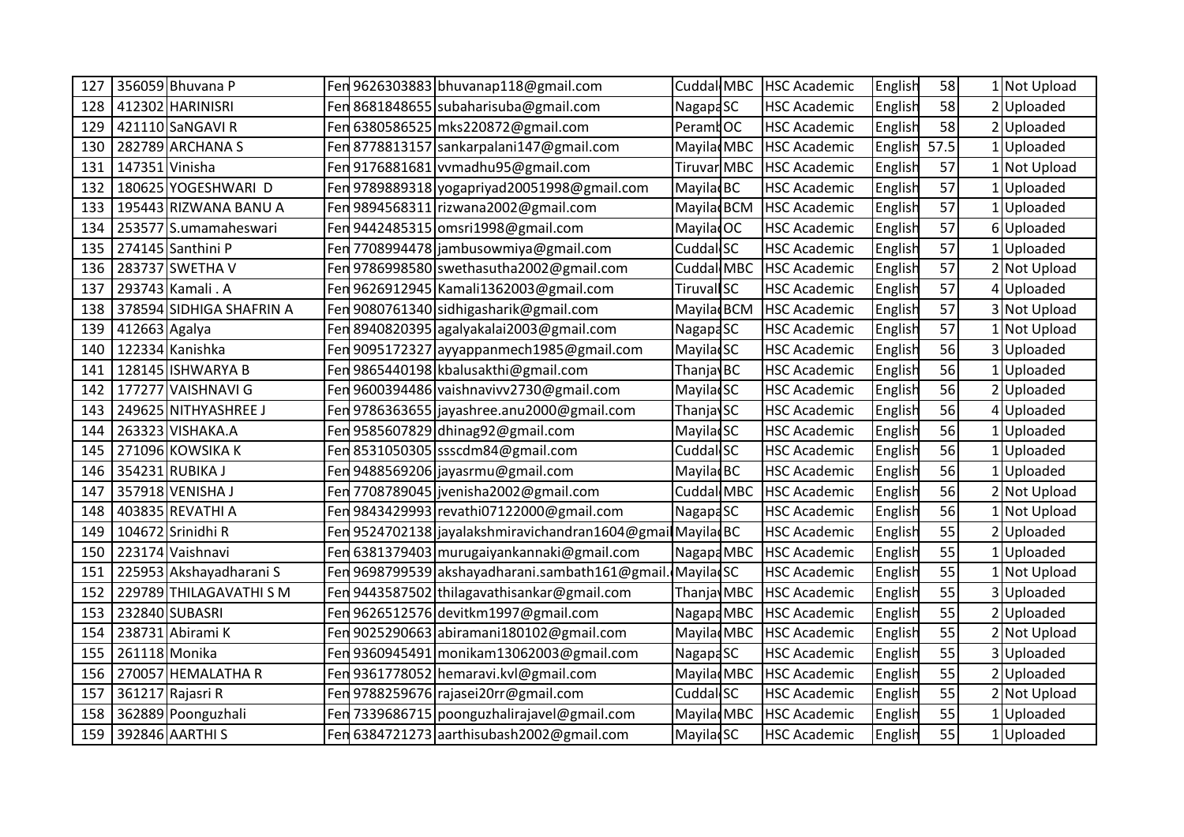| 127 | 356059 | Bhuvana P | Fen | 9626303883 | bhuvanap118@gmail.com | Cuddal | MBC | HSC Academic | English | 58 | 1 | Not Upload |
|---|---|---|---|---|---|---|---|---|---|---|---|---|
| 128 | 412302 | HARINISRI | Fen | 8681848655 | subaharisuba@gmail.com | Nagapa | SC | HSC Academic | English | 58 | 2 | Uploaded |
| 129 | 421110 | SaNGAVI R | Fen | 6380586525 | mks220872@gmail.com | Peramb | OC | HSC Academic | English | 58 | 2 | Uploaded |
| 130 | 282789 | ARCHANA S | Fen | 8778813157 | sankarpalani147@gmail.com | Mayilad | MBC | HSC Academic | English | 57.5 | 1 | Uploaded |
| 131 | 147351 | Vinisha | Fen | 9176881681 | vvmadhu95@gmail.com | Tiruvar | MBC | HSC Academic | English | 57 | 1 | Not Upload |
| 132 | 180625 | YOGESHWARI D | Fen | 9789889318 | yogapriyad20051998@gmail.com | Mayilad | BC | HSC Academic | English | 57 | 1 | Uploaded |
| 133 | 195443 | RIZWANA BANU A | Fen | 9894568311 | rizwana2002@gmail.com | Mayilad | BCM | HSC Academic | English | 57 | 1 | Uploaded |
| 134 | 253577 | S.umamaheswari | Fen | 9442485315 | omsri1998@gmail.com | Mayilad | OC | HSC Academic | English | 57 | 6 | Uploaded |
| 135 | 274145 | Santhini P | Fen | 7708994478 | jambusowmiya@gmail.com | Cuddal | SC | HSC Academic | English | 57 | 1 | Uploaded |
| 136 | 283737 | SWETHA V | Fen | 9786998580 | swethasutha2002@gmail.com | Cuddal | MBC | HSC Academic | English | 57 | 2 | Not Upload |
| 137 | 293743 | Kamali . A | Fen | 9626912945 | Kamali1362003@gmail.com | Tiruvall | SC | HSC Academic | English | 57 | 4 | Uploaded |
| 138 | 378594 | SIDHIGA SHAFRIN A | Fen | 9080761340 | sidhigasharik@gmail.com | Mayilad | BCM | HSC Academic | English | 57 | 3 | Not Upload |
| 139 | 412663 | Agalya | Fen | 8940820395 | agalyakalai2003@gmail.com | Nagapa | SC | HSC Academic | English | 57 | 1 | Not Upload |
| 140 | 122334 | Kanishka | Fen | 9095172327 | ayyappanmech1985@gmail.com | Mayilad | SC | HSC Academic | English | 56 | 3 | Uploaded |
| 141 | 128145 | ISHWARYA B | Fen | 9865440198 | kbalusakthi@gmail.com | Thanjav | BC | HSC Academic | English | 56 | 1 | Uploaded |
| 142 | 177277 | VAISHNAVI G | Fen | 9600394486 | vaishnavivv2730@gmail.com | Mayilad | SC | HSC Academic | English | 56 | 2 | Uploaded |
| 143 | 249625 | NITHYASHREE J | Fen | 9786363655 | jayashree.anu2000@gmail.com | Thanjav | SC | HSC Academic | English | 56 | 4 | Uploaded |
| 144 | 263323 | VISHAKA.A | Fen | 9585607829 | dhinag92@gmail.com | Mayilad | SC | HSC Academic | English | 56 | 1 | Uploaded |
| 145 | 271096 | KOWSIKA K | Fen | 8531050305 | ssscdm84@gmail.com | Cuddal | SC | HSC Academic | English | 56 | 1 | Uploaded |
| 146 | 354231 | RUBIKA J | Fen | 9488569206 | jayasrmu@gmail.com | Mayilad | BC | HSC Academic | English | 56 | 1 | Uploaded |
| 147 | 357918 | VENISHA J | Fen | 7708789045 | jvenisha2002@gmail.com | Cuddal | MBC | HSC Academic | English | 56 | 2 | Not Upload |
| 148 | 403835 | REVATHI A | Fen | 9843429993 | revathi07122000@gmail.com | Nagapa | SC | HSC Academic | English | 56 | 1 | Not Upload |
| 149 | 104672 | Srinidhi R | Fen | 9524702138 | jayalakshmiravichandran1604@gmai | Mayilad | BC | HSC Academic | English | 55 | 2 | Uploaded |
| 150 | 223174 | Vaishnavi | Fen | 6381379403 | murugaiyankannaki@gmail.com | Nagapa | MBC | HSC Academic | English | 55 | 1 | Uploaded |
| 151 | 225953 | Akshayadharani S | Fen | 9698799539 | akshayadharani.sambath161@gmail. | Mayilad | SC | HSC Academic | English | 55 | 1 | Not Upload |
| 152 | 229789 | THILAGAVATHI S M | Fen | 9443587502 | thilagavathisankar@gmail.com | Thanjav | MBC | HSC Academic | English | 55 | 3 | Uploaded |
| 153 | 232840 | SUBASRI | Fen | 9626512576 | devitkm1997@gmail.com | Nagapa | MBC | HSC Academic | English | 55 | 2 | Uploaded |
| 154 | 238731 | Abirami K | Fen | 9025290663 | abiramani180102@gmail.com | Mayilad | MBC | HSC Academic | English | 55 | 2 | Not Upload |
| 155 | 261118 | Monika | Fen | 9360945491 | monikam13062003@gmail.com | Nagapa | SC | HSC Academic | English | 55 | 3 | Uploaded |
| 156 | 270057 | HEMALATHA R | Fen | 9361778052 | hemaravi.kvl@gmail.com | Mayilad | MBC | HSC Academic | English | 55 | 2 | Uploaded |
| 157 | 361217 | Rajasri R | Fen | 9788259676 | rajasei20rr@gmail.com | Cuddal | SC | HSC Academic | English | 55 | 2 | Not Upload |
| 158 | 362889 | Poonguzhali | Fen | 7339686715 | poonguzhalirajavel@gmail.com | Mayilad | MBC | HSC Academic | English | 55 | 1 | Uploaded |
| 159 | 392846 | AARTHI S | Fen | 6384721273 | aarthisubash2002@gmail.com | Mayilad | SC | HSC Academic | English | 55 | 1 | Uploaded |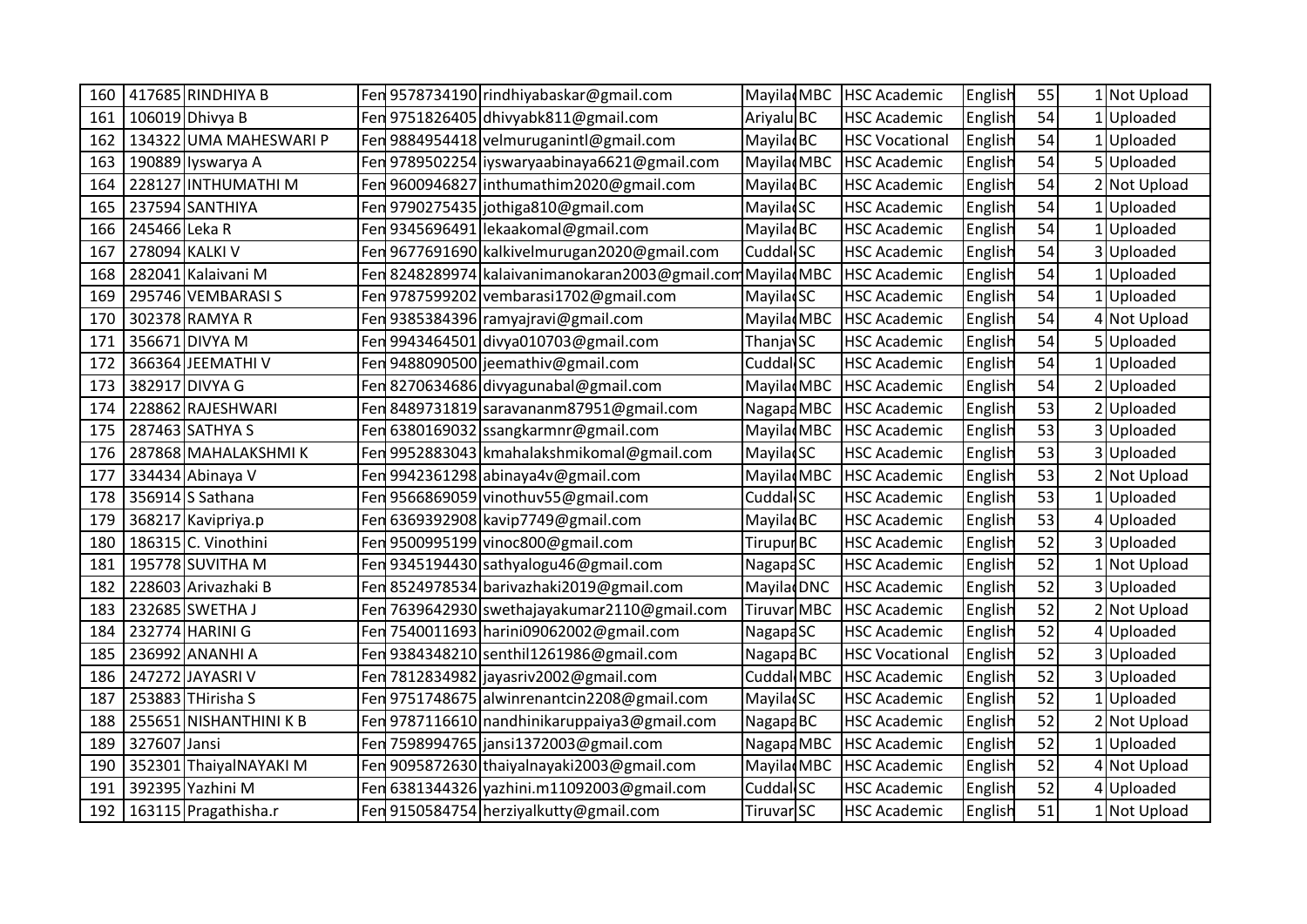| 160 | 417685 | RINDHIYA B | Fen | 9578734190 | rindhiyabaskar@gmail.com | Mayila | MBC | HSC Academic | English | 55 | 1 | Not Upload |
|---|---|---|---|---|---|---|---|---|---|---|---|---|
| 161 | 106019 | Dhivya B | Fen | 9751826405 | dhivyabk811@gmail.com | Ariyalu | BC | HSC Academic | English | 54 | 1 | Uploaded |
| 162 | 134322 | UMA MAHESWARI P | Fen | 9884954418 | velmuruganintl@gmail.com | Mayila | BC | HSC Vocational | English | 54 | 1 | Uploaded |
| 163 | 190889 | Iyswarya A | Fen | 9789502254 | iyswaryaabinaya6621@gmail.com | Mayila | MBC | HSC Academic | English | 54 | 5 | Uploaded |
| 164 | 228127 | INTHUMATHI M | Fen | 9600946827 | inthumathim2020@gmail.com | Mayila | BC | HSC Academic | English | 54 | 2 | Not Upload |
| 165 | 237594 | SANTHIYA | Fen | 9790275435 | jothiga810@gmail.com | Mayila | SC | HSC Academic | English | 54 | 1 | Uploaded |
| 166 | 245466 | Leka R | Fen | 9345696491 | lekaakomal@gmail.com | Mayila | BC | HSC Academic | English | 54 | 1 | Uploaded |
| 167 | 278094 | KALKI V | Fen | 9677691690 | kalkivelmurugan2020@gmail.com | Cuddal | SC | HSC Academic | English | 54 | 3 | Uploaded |
| 168 | 282041 | Kalaivani M | Fen | 8248289974 | kalaivanimanokaran2003@gmail.com | Mayila | MBC | HSC Academic | English | 54 | 1 | Uploaded |
| 169 | 295746 | VEMBARASI S | Fen | 9787599202 | vembarasi1702@gmail.com | Mayila | SC | HSC Academic | English | 54 | 1 | Uploaded |
| 170 | 302378 | RAMYA R | Fen | 9385384396 | ramyajravi@gmail.com | Mayila | MBC | HSC Academic | English | 54 | 4 | Not Upload |
| 171 | 356671 | DIVYA M | Fen | 9943464501 | divya010703@gmail.com | Thanja | SC | HSC Academic | English | 54 | 5 | Uploaded |
| 172 | 366364 | JEEMATHI V | Fen | 9488090500 | jeemathiv@gmail.com | Cuddal | SC | HSC Academic | English | 54 | 1 | Uploaded |
| 173 | 382917 | DIVYA G | Fen | 8270634686 | divyagunabal@gmail.com | Mayila | MBC | HSC Academic | English | 54 | 2 | Uploaded |
| 174 | 228862 | RAJESHWARI | Fen | 8489731819 | saravananm87951@gmail.com | Nagapa | MBC | HSC Academic | English | 53 | 2 | Uploaded |
| 175 | 287463 | SATHYA S | Fen | 6380169032 | ssangkarmnr@gmail.com | Mayila | MBC | HSC Academic | English | 53 | 3 | Uploaded |
| 176 | 287868 | MAHALAKSHMI K | Fen | 9952883043 | kmahalakshmikomal@gmail.com | Mayila | SC | HSC Academic | English | 53 | 3 | Uploaded |
| 177 | 334434 | Abinaya V | Fen | 9942361298 | abinaya4v@gmail.com | Mayila | MBC | HSC Academic | English | 53 | 2 | Not Upload |
| 178 | 356914 | S Sathana | Fen | 9566869059 | vinothuv55@gmail.com | Cuddal | SC | HSC Academic | English | 53 | 1 | Uploaded |
| 179 | 368217 | Kavipriya.p | Fen | 6369392908 | kavip7749@gmail.com | Mayila | BC | HSC Academic | English | 53 | 4 | Uploaded |
| 180 | 186315 | C. Vinothini | Fen | 9500995199 | vinoc800@gmail.com | Tirupur | BC | HSC Academic | English | 52 | 3 | Uploaded |
| 181 | 195778 | SUVITHA M | Fen | 9345194430 | sathyalogu46@gmail.com | Nagapa | SC | HSC Academic | English | 52 | 1 | Not Upload |
| 182 | 228603 | Arivazhaki B | Fen | 8524978534 | barivazhaki2019@gmail.com | Mayila | DNC | HSC Academic | English | 52 | 3 | Uploaded |
| 183 | 232685 | SWETHA J | Fen | 7639642930 | swethajayakumar2110@gmail.com | Tiruvar | MBC | HSC Academic | English | 52 | 2 | Not Upload |
| 184 | 232774 | HARINI G | Fen | 7540011693 | harini09062002@gmail.com | Nagapa | SC | HSC Academic | English | 52 | 4 | Uploaded |
| 185 | 236992 | ANANHI A | Fen | 9384348210 | senthil1261986@gmail.com | Nagapa | BC | HSC Vocational | English | 52 | 3 | Uploaded |
| 186 | 247272 | JAYASRI V | Fen | 7812834982 | jayasriv2002@gmail.com | Cuddal | MBC | HSC Academic | English | 52 | 3 | Uploaded |
| 187 | 253883 | THirisha S | Fen | 9751748675 | alwinrenantcin2208@gmail.com | Mayila | SC | HSC Academic | English | 52 | 1 | Uploaded |
| 188 | 255651 | NISHANTHINI K B | Fen | 9787116610 | nandhinikaruppaiya3@gmail.com | Nagapa | BC | HSC Academic | English | 52 | 2 | Not Upload |
| 189 | 327607 | Jansi | Fen | 7598994765 | jansi1372003@gmail.com | Nagapa | MBC | HSC Academic | English | 52 | 1 | Uploaded |
| 190 | 352301 | ThaiyalNAYAKI M | Fen | 9095872630 | thaiyalnayaki2003@gmail.com | Mayila | MBC | HSC Academic | English | 52 | 4 | Not Upload |
| 191 | 392395 | Yazhini M | Fen | 6381344326 | yazhini.m11092003@gmail.com | Cuddal | SC | HSC Academic | English | 52 | 4 | Uploaded |
| 192 | 163115 | Pragathisha.r | Fen | 9150584754 | herziyalkutty@gmail.com | Tiruvar | SC | HSC Academic | English | 51 | 1 | Not Upload |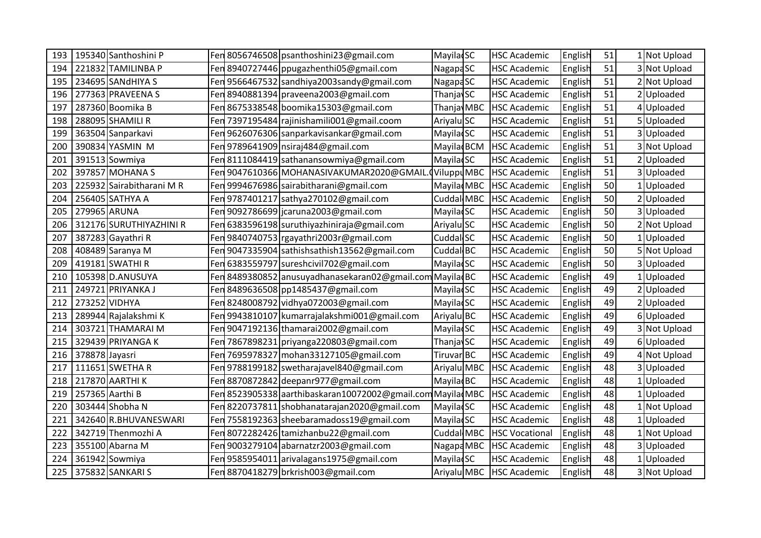| 193 | 195340 | Santhoshini P | Fen | 8056746508 | psanthoshini23@gmail.com | Mayilad | SC | HSC Academic | English | 51 | 1 | Not Upload |
|---|---|---|---|---|---|---|---|---|---|---|---|---|
| 194 | 221832 | TAMILINBA P | Fen | 8940727446 | ppugazhenthi05@gmail.com | Nagapa | SC | HSC Academic | English | 51 | 3 | Not Upload |
| 195 | 234695 | SANdHIYA S | Fen | 9566467532 | sandhiya2003sandy@gmail.com | Nagapa | SC | HSC Academic | English | 51 | 2 | Not Upload |
| 196 | 277363 | PRAVEENA S | Fen | 8940881394 | praveena2003@gmail.com | Thanja | SC | HSC Academic | English | 51 | 2 | Uploaded |
| 197 | 287360 | Boomika B | Fen | 8675338548 | boomika15303@gmail.com | Thanja | MBC | HSC Academic | English | 51 | 4 | Uploaded |
| 198 | 288095 | SHAMILI R | Fen | 7397195484 | rajinishamili001@gmail.coom | Ariyalu | SC | HSC Academic | English | 51 | 5 | Uploaded |
| 199 | 363504 | Sanparkavi | Fen | 9626076306 | sanparkavisankar@gmail.com | Mayilad | SC | HSC Academic | English | 51 | 3 | Uploaded |
| 200 | 390834 | YASMIN M | Fen | 9789641909 | nsiraj484@gmail.com | Mayilad | BCM | HSC Academic | English | 51 | 3 | Not Upload |
| 201 | 391513 | Sowmiya | Fen | 8111084419 | sathanansowmiya@gmail.com | Mayilad | SC | HSC Academic | English | 51 | 2 | Uploaded |
| 202 | 397857 | MOHANA S | Fen | 9047610366 | MOHANASIVAKUMAR2020@GMAIL.( | Viluppu | MBC | HSC Academic | English | 51 | 3 | Uploaded |
| 203 | 225932 | Sairabitharani M R | Fen | 9994676986 | sairabitharani@gmail.com | Mayilad | MBC | HSC Academic | English | 50 | 1 | Uploaded |
| 204 | 256405 | SATHYA A | Fen | 9787401217 | sathya270102@gmail.com | Cuddal | MBC | HSC Academic | English | 50 | 2 | Uploaded |
| 205 | 279965 | ARUNA | Fen | 9092786699 | jcaruna2003@gmail.com | Mayilad | SC | HSC Academic | English | 50 | 3 | Uploaded |
| 206 | 312176 | SURUTHIYAZHINI R | Fen | 6383596198 | suruthiyazhiniraja@gmail.com | Ariyalu | SC | HSC Academic | English | 50 | 2 | Not Upload |
| 207 | 387283 | Gayathri R | Fen | 9840740753 | rgayathri2003r@gmail.com | Cuddal | SC | HSC Academic | English | 50 | 1 | Uploaded |
| 208 | 408489 | Saranya M | Fen | 9047335904 | sathishsathish13562@gmail.com | Cuddal | BC | HSC Academic | English | 50 | 5 | Not Upload |
| 209 | 419181 | SWATHI R | Fen | 6383559797 | sureshcivil702@gmail.com | Mayilad | SC | HSC Academic | English | 50 | 3 | Uploaded |
| 210 | 105398 | D.ANUSUYA | Fen | 8489380852 | anusuyadhanasekaran02@gmail.com | Mayilad | BC | HSC Academic | English | 49 | 1 | Uploaded |
| 211 | 249721 | PRIYANKA J | Fen | 8489636508 | pp1485437@gmail.com | Mayilad | SC | HSC Academic | English | 49 | 2 | Uploaded |
| 212 | 273252 | VIDHYA | Fen | 8248008792 | vidhya072003@gmail.com | Mayilad | SC | HSC Academic | English | 49 | 2 | Uploaded |
| 213 | 289944 | Rajalakshmi K | Fen | 9943810107 | kumarrajalakshmi001@gmail.com | Ariyalu | BC | HSC Academic | English | 49 | 6 | Uploaded |
| 214 | 303721 | THAMARAI M | Fen | 9047192136 | thamarai2002@gmail.com | Mayilad | SC | HSC Academic | English | 49 | 3 | Not Upload |
| 215 | 329439 | PRIYANGA K | Fen | 7867898231 | priyanga220803@gmail.com | Thanja | SC | HSC Academic | English | 49 | 6 | Uploaded |
| 216 | 378878 | Jayasri | Fen | 7695978327 | mohan33127105@gmail.com | Tiruvar | BC | HSC Academic | English | 49 | 4 | Not Upload |
| 217 | 111651 | SWETHA R | Fen | 9788199182 | swetharajavel840@gmail.com | Ariyalu | MBC | HSC Academic | English | 48 | 3 | Uploaded |
| 218 | 217870 | AARTHI K | Fen | 8870872842 | deepanr977@gmail.com | Mayilad | BC | HSC Academic | English | 48 | 1 | Uploaded |
| 219 | 257365 | Aarthi B | Fen | 8523905338 | aarthibaskaran10072002@gmail.com | Mayilad | MBC | HSC Academic | English | 48 | 1 | Uploaded |
| 220 | 303444 | Shobha N | Fen | 8220737811 | shobhanatarajan2020@gmail.com | Mayilad | SC | HSC Academic | English | 48 | 1 | Not Upload |
| 221 | 342640 | R.BHUVANESWARI | Fen | 7558192363 | sheebaramadoss19@gmail.com | Mayilad | SC | HSC Academic | English | 48 | 1 | Uploaded |
| 222 | 342719 | Thenmozhi A | Fen | 8072282426 | tamizhanbu22@gmail.com | Cuddal | MBC | HSC Vocational | English | 48 | 1 | Not Upload |
| 223 | 355100 | Abarna M | Fen | 9003279104 | abarnatzr2003@gmail.com | Nagapa | MBC | HSC Academic | English | 48 | 3 | Uploaded |
| 224 | 361942 | Sowmiya | Fen | 9585954011 | arivalagans1975@gmail.com | Mayilad | SC | HSC Academic | English | 48 | 1 | Uploaded |
| 225 | 375832 | SANKARI S | Fen | 8870418279 | brkrish003@gmail.com | Ariyalu | MBC | HSC Academic | English | 48 | 3 | Not Upload |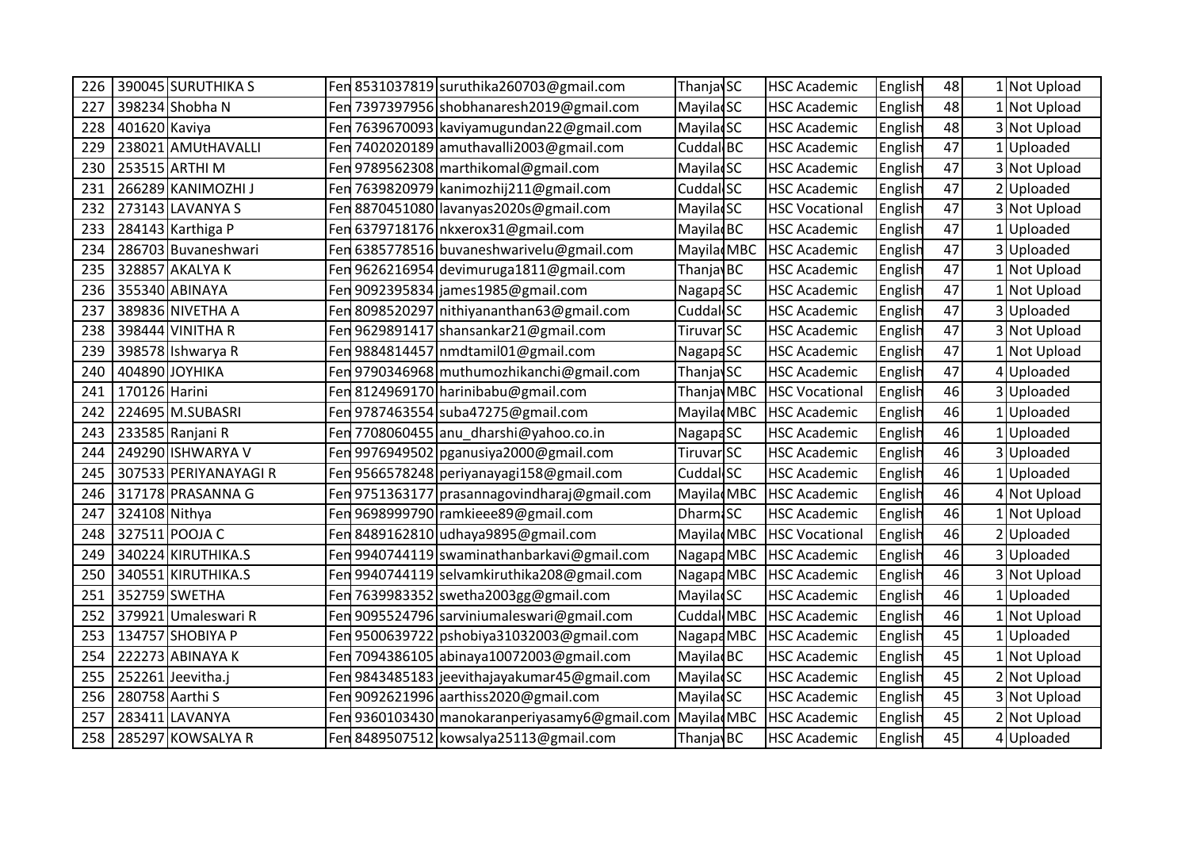| 226 | 390045 | SURUTHIKA S | Fen | 8531037819 | suruthika260703@gmail.com | Thanja | SC | HSC Academic | English | 48 | 1 | Not Upload |
|---|---|---|---|---|---|---|---|---|---|---|---|---|
| 227 | 398234 | Shobha N | Fen | 7397397956 | shobhanaresh2019@gmail.com | Mayila | SC | HSC Academic | English | 48 | 1 | Not Upload |
| 228 | 401620 | Kaviya | Fen | 7639670093 | kaviyamugundan22@gmail.com | Mayila | SC | HSC Academic | English | 48 | 3 | Not Upload |
| 229 | 238021 | AMUtHAVALLI | Fen | 7402020189 | amuthavalli2003@gmail.com | Cuddal | BC | HSC Academic | English | 47 | 1 | Uploaded |
| 230 | 253515 | ARTHI M | Fen | 9789562308 | marthikomal@gmail.com | Mayila | SC | HSC Academic | English | 47 | 3 | Not Upload |
| 231 | 266289 | KANIMOZHI J | Fen | 7639820979 | kanimozhij211@gmail.com | Cuddal | SC | HSC Academic | English | 47 | 2 | Uploaded |
| 232 | 273143 | LAVANYA S | Fen | 8870451080 | lavanyas2020s@gmail.com | Mayila | SC | HSC Vocational | English | 47 | 3 | Not Upload |
| 233 | 284143 | Karthiga P | Fen | 6379718176 | nkxerox31@gmail.com | Mayila | BC | HSC Academic | English | 47 | 1 | Uploaded |
| 234 | 286703 | Buvaneshwari | Fen | 6385778516 | buvaneshwarivelu@gmail.com | Mayila | MBC | HSC Academic | English | 47 | 3 | Uploaded |
| 235 | 328857 | AKALYA K | Fen | 9626216954 | devimuruga1811@gmail.com | Thanja | BC | HSC Academic | English | 47 | 1 | Not Upload |
| 236 | 355340 | ABINAYA | Fen | 9092395834 | james1985@gmail.com | Nagapa | SC | HSC Academic | English | 47 | 1 | Not Upload |
| 237 | 389836 | NIVETHA A | Fen | 8098520297 | nithiyananthan63@gmail.com | Cuddal | SC | HSC Academic | English | 47 | 3 | Uploaded |
| 238 | 398444 | VINITHA R | Fen | 9629891417 | shansankar21@gmail.com | Tiruvar | SC | HSC Academic | English | 47 | 3 | Not Upload |
| 239 | 398578 | Ishwarya R | Fen | 9884814457 | nmdtamil01@gmail.com | Nagapa | SC | HSC Academic | English | 47 | 1 | Not Upload |
| 240 | 404890 | JOYHIKA | Fen | 9790346968 | muthumozhikanchi@gmail.com | Thanja | SC | HSC Academic | English | 47 | 4 | Uploaded |
| 241 | 170126 | Harini | Fen | 8124969170 | harinibabu@gmail.com | Thanja | MBC | HSC Vocational | English | 46 | 3 | Uploaded |
| 242 | 224695 | M.SUBASRI | Fen | 9787463554 | suba47275@gmail.com | Mayila | MBC | HSC Academic | English | 46 | 1 | Uploaded |
| 243 | 233585 | Ranjani R | Fen | 7708060455 | anu_dharshi@yahoo.co.in | Nagapa | SC | HSC Academic | English | 46 | 1 | Uploaded |
| 244 | 249290 | ISHWARYA V | Fen | 9976949502 | pganusiya2000@gmail.com | Tiruvar | SC | HSC Academic | English | 46 | 3 | Uploaded |
| 245 | 307533 | PERIYANAYAGI R | Fen | 9566578248 | periyanayagi158@gmail.com | Cuddal | SC | HSC Academic | English | 46 | 1 | Uploaded |
| 246 | 317178 | PRASANNA G | Fen | 9751363177 | prasannagovindharaj@gmail.com | Mayila | MBC | HSC Academic | English | 46 | 4 | Not Upload |
| 247 | 324108 | Nithya | Fen | 9698999790 | ramkieee89@gmail.com | Dharm | SC | HSC Academic | English | 46 | 1 | Not Upload |
| 248 | 327511 | POOJA C | Fen | 8489162810 | udhaya9895@gmail.com | Mayila | MBC | HSC Vocational | English | 46 | 2 | Uploaded |
| 249 | 340224 | KIRUTHIKA.S | Fen | 9940744119 | swaminathanbarkavi@gmail.com | Nagapa | MBC | HSC Academic | English | 46 | 3 | Uploaded |
| 250 | 340551 | KIRUTHIKA.S | Fen | 9940744119 | selvamkiruthika208@gmail.com | Nagapa | MBC | HSC Academic | English | 46 | 3 | Not Upload |
| 251 | 352759 | SWETHA | Fen | 7639983352 | swetha2003gg@gmail.com | Mayila | SC | HSC Academic | English | 46 | 1 | Uploaded |
| 252 | 379921 | Umaleswari R | Fen | 9095524796 | sarviniumaleswari@gmail.com | Cuddal | MBC | HSC Academic | English | 46 | 1 | Not Upload |
| 253 | 134757 | SHOBIYA P | Fen | 9500639722 | pshobiya31032003@gmail.com | Nagapa | MBC | HSC Academic | English | 45 | 1 | Uploaded |
| 254 | 222273 | ABINAYA K | Fen | 7094386105 | abinaya10072003@gmail.com | Mayila | BC | HSC Academic | English | 45 | 1 | Not Upload |
| 255 | 252261 | Jeevitha.j | Fen | 9843485183 | jeevithajayakumar45@gmail.com | Mayila | SC | HSC Academic | English | 45 | 2 | Not Upload |
| 256 | 280758 | Aarthi S | Fen | 9092621996 | aarthiss2020@gmail.com | Mayila | SC | HSC Academic | English | 45 | 3 | Not Upload |
| 257 | 283411 | LAVANYA | Fen | 9360103430 | manokaranperiyasamy6@gmail.com | Mayila | MBC | HSC Academic | English | 45 | 2 | Not Upload |
| 258 | 285297 | KOWSALYA R | Fen | 8489507512 | kowsalya25113@gmail.com | Thanja | BC | HSC Academic | English | 45 | 4 | Uploaded |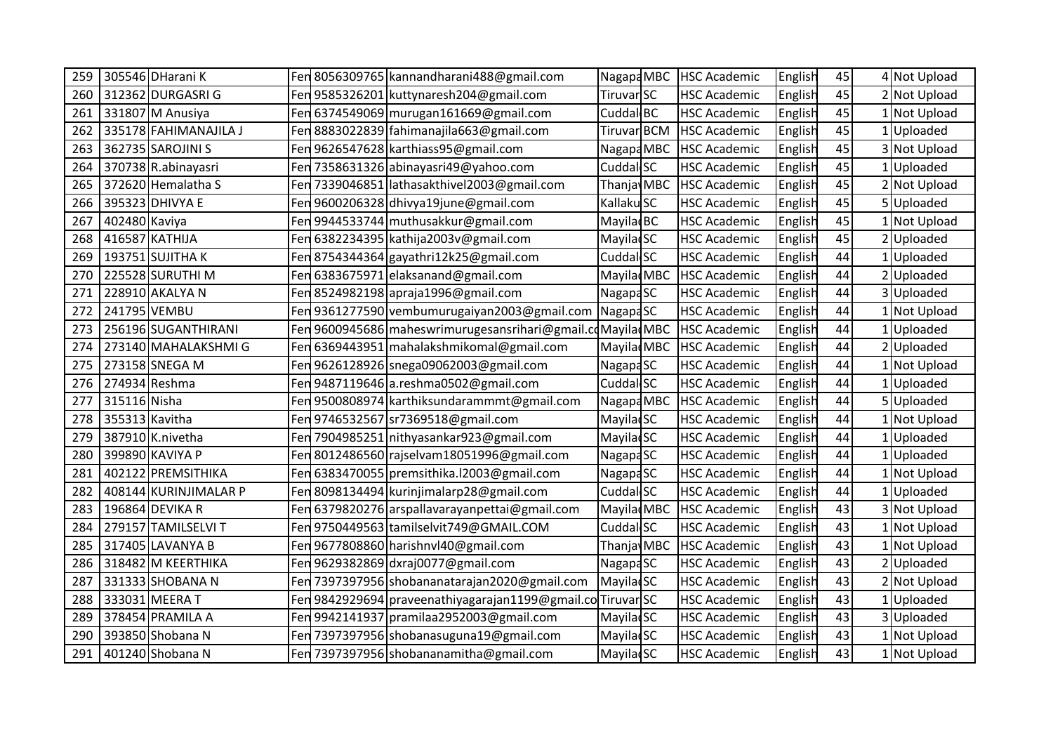| 259 | 305546 | DHarani K | Fen | 8056309765 | kannandharani488@gmail.com | Nagapa | MBC | HSC Academic | English | 45 | 4 | Not Upload |
|---|---|---|---|---|---|---|---|---|---|---|---|---|
| 260 | 312362 | DURGASRI G | Fen | 9585326201 | kuttynaresh204@gmail.com | Tiruvar | SC | HSC Academic | English | 45 | 2 | Not Upload |
| 261 | 331807 | M Anusiya | Fen | 6374549069 | murugan161669@gmail.com | Cuddal | BC | HSC Academic | English | 45 | 1 | Not Upload |
| 262 | 335178 | FAHIMANAJILA J | Fen | 8883022839 | fahimanajila663@gmail.com | Tiruvar | BCM | HSC Academic | English | 45 | 1 | Uploaded |
| 263 | 362735 | SAROJINI S | Fen | 9626547628 | karthiass95@gmail.com | Nagapa | MBC | HSC Academic | English | 45 | 3 | Not Upload |
| 264 | 370738 | R.abinayasri | Fen | 7358631326 | abinayasri49@yahoo.com | Cuddal | SC | HSC Academic | English | 45 | 1 | Uploaded |
| 265 | 372620 | Hemalatha S | Fen | 7339046851 | lathasakthivel2003@gmail.com | Thanja | MBC | HSC Academic | English | 45 | 2 | Not Upload |
| 266 | 395323 | DHIVYA E | Fen | 9600206328 | dhivya19june@gmail.com | Kallaku | SC | HSC Academic | English | 45 | 5 | Uploaded |
| 267 | 402480 | Kaviya | Fen | 9944533744 | muthusakkur@gmail.com | Mayila | BC | HSC Academic | English | 45 | 1 | Not Upload |
| 268 | 416587 | KATHIJA | Fen | 6382234395 | kathija2003v@gmail.com | Mayila | SC | HSC Academic | English | 45 | 2 | Uploaded |
| 269 | 193751 | SUJITHA K | Fen | 8754344364 | gayathri12k25@gmail.com | Cuddal | SC | HSC Academic | English | 44 | 1 | Uploaded |
| 270 | 225528 | SURUTHI M | Fen | 6383675971 | elaksanand@gmail.com | Mayila | MBC | HSC Academic | English | 44 | 2 | Uploaded |
| 271 | 228910 | AKALYA N | Fen | 8524982198 | apraja1996@gmail.com | Nagapa | SC | HSC Academic | English | 44 | 3 | Uploaded |
| 272 | 241795 | VEMBU | Fen | 9361277590 | vembumurugaiyan2003@gmail.com | Nagapa | SC | HSC Academic | English | 44 | 1 | Not Upload |
| 273 | 256196 | SUGANTHIRANI | Fen | 9600945686 | maheswrimurugesansrihari@gmail.co | Mayila | MBC | HSC Academic | English | 44 | 1 | Uploaded |
| 274 | 273140 | MAHALAKSHMI G | Fen | 6369443951 | mahalakshmikomal@gmail.com | Mayila | MBC | HSC Academic | English | 44 | 2 | Uploaded |
| 275 | 273158 | SNEGA M | Fen | 9626128926 | snega09062003@gmail.com | Nagapa | SC | HSC Academic | English | 44 | 1 | Not Upload |
| 276 | 274934 | Reshma | Fen | 9487119646 | a.reshma0502@gmail.com | Cuddal | SC | HSC Academic | English | 44 | 1 | Uploaded |
| 277 | 315116 | Nisha | Fen | 9500808974 | karthiksundarammmt@gmail.com | Nagapa | MBC | HSC Academic | English | 44 | 5 | Uploaded |
| 278 | 355313 | Kavitha | Fen | 9746532567 | sr7369518@gmail.com | Mayila | SC | HSC Academic | English | 44 | 1 | Not Upload |
| 279 | 387910 | K.nivetha | Fen | 7904985251 | nithyasankar923@gmail.com | Mayila | SC | HSC Academic | English | 44 | 1 | Uploaded |
| 280 | 399890 | KAVIYA P | Fen | 8012486560 | rajselvam18051996@gmail.com | Nagapa | SC | HSC Academic | English | 44 | 1 | Uploaded |
| 281 | 402122 | PREMSITHIKA | Fen | 6383470055 | premsithika.l2003@gmail.com | Nagapa | SC | HSC Academic | English | 44 | 1 | Not Upload |
| 282 | 408144 | KURINJIMALAR P | Fen | 8098134494 | kurinjimalarp28@gmail.com | Cuddal | SC | HSC Academic | English | 44 | 1 | Uploaded |
| 283 | 196864 | DEVIKA R | Fen | 6379820276 | arspallavarayanpettai@gmail.com | Mayila | MBC | HSC Academic | English | 43 | 3 | Not Upload |
| 284 | 279157 | TAMILSELVI T | Fen | 9750449563 | tamilselvit749@GMAIL.COM | Cuddal | SC | HSC Academic | English | 43 | 1 | Not Upload |
| 285 | 317405 | LAVANYA B | Fen | 9677808860 | harishnvl40@gmail.com | Thanja | MBC | HSC Academic | English | 43 | 1 | Not Upload |
| 286 | 318482 | M KEERTHIKA | Fen | 9629382869 | dxraj0077@gmail.com | Nagapa | SC | HSC Academic | English | 43 | 2 | Uploaded |
| 287 | 331333 | SHOBANA N | Fen | 7397397956 | shobananatarajan2020@gmail.com | Mayila | SC | HSC Academic | English | 43 | 2 | Not Upload |
| 288 | 333031 | MEERA T | Fen | 9842929694 | praveenathiyagarajan1199@gmail.co | Tiruvar | SC | HSC Academic | English | 43 | 1 | Uploaded |
| 289 | 378454 | PRAMILA A | Fen | 9942141937 | pramilaa2952003@gmail.com | Mayila | SC | HSC Academic | English | 43 | 3 | Uploaded |
| 290 | 393850 | Shobana N | Fen | 7397397956 | shobanasuguna19@gmail.com | Mayila | SC | HSC Academic | English | 43 | 1 | Not Upload |
| 291 | 401240 | Shobana N | Fen | 7397397956 | shobananamitha@gmail.com | Mayila | SC | HSC Academic | English | 43 | 1 | Not Upload |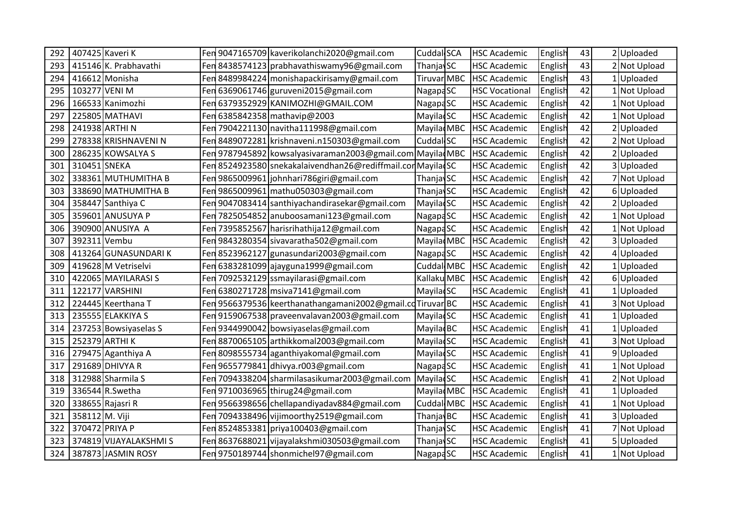| 292 | 407425 | Kaveri K | Fen | 9047165709 | kaverikolanchi2020@gmail.com | Cuddal | SCA | HSC Academic | English | 43 | 2 | Uploaded |
|---|---|---|---|---|---|---|---|---|---|---|---|---|
| 293 | 415146 | K. Prabhavathi | Fen | 8438574123 | prabhavathiswamy96@gmail.com | Thanja | SC | HSC Academic | English | 43 | 2 | Not Upload |
| 294 | 416612 | Monisha | Fen | 8489984224 | monishapackirisamy@gmail.com | Tiruvar | MBC | HSC Academic | English | 43 | 1 | Uploaded |
| 295 | 103277 | VENI M | Fen | 6369061746 | guruveni2015@gmail.com | Nagapa | SC | HSC Vocational | English | 42 | 1 | Not Upload |
| 296 | 166533 | Kanimozhi | Fen | 6379352929 | KANIMOZHI@GMAIL.COM | Nagapa | SC | HSC Academic | English | 42 | 1 | Not Upload |
| 297 | 225805 | MATHAVI | Fen | 6385842358 | mathavip@2003 | Mayila | SC | HSC Academic | English | 42 | 1 | Not Upload |
| 298 | 241938 | ARTHI N | Fen | 7904221130 | navitha111998@gmail.com | Mayila | MBC | HSC Academic | English | 42 | 2 | Uploaded |
| 299 | 278338 | KRISHNAVENI N | Fen | 8489072281 | krishnaveni.n150303@gmail.com | Cuddal | SC | HSC Academic | English | 42 | 2 | Not Upload |
| 300 | 286235 | KOWSALYA S | Fen | 9787945892 | kowsalyasivaraman2003@gmail.com | Mayila | MBC | HSC Academic | English | 42 | 2 | Uploaded |
| 301 | 310451 | SNEKA | Fen | 8524923580 | snekakalaivendhan26@rediffmail.cor | Mayila | SC | HSC Academic | English | 42 | 3 | Uploaded |
| 302 | 338361 | MUTHUMITHA B | Fen | 9865009961 | johnhari786giri@gmail.com | Thanja | SC | HSC Academic | English | 42 | 7 | Not Upload |
| 303 | 338690 | MATHUMITHA B | Fen | 9865009961 | mathu050303@gmail.com | Thanja | SC | HSC Academic | English | 42 | 6 | Uploaded |
| 304 | 358447 | Santhiya C | Fen | 9047083414 | santhiyachandirasekar@gmail.com | Mayila | SC | HSC Academic | English | 42 | 2 | Uploaded |
| 305 | 359601 | ANUSUYA P | Fen | 7825054852 | anuboosamani123@gmail.com | Nagapa | SC | HSC Academic | English | 42 | 1 | Not Upload |
| 306 | 390900 | ANUSIYA A | Fen | 7395852567 | harisrihathija12@gmail.com | Nagapa | SC | HSC Academic | English | 42 | 1 | Not Upload |
| 307 | 392311 | Vembu | Fen | 9843280354 | sivavaratha502@gmail.com | Mayila | MBC | HSC Academic | English | 42 | 3 | Uploaded |
| 308 | 413264 | GUNASUNDARI K | Fen | 8523962127 | gunasundari2003@gmail.com | Nagapa | SC | HSC Academic | English | 42 | 4 | Uploaded |
| 309 | 419628 | M Vetriselvi | Fen | 6383281099 | ajayguna1999@gmail.com | Cuddal | MBC | HSC Academic | English | 42 | 1 | Uploaded |
| 310 | 422065 | MAYILARASI S | Fen | 7092532129 | ssmayilarasi@gmail.com | Kallaku | MBC | HSC Academic | English | 42 | 6 | Uploaded |
| 311 | 122177 | VARSHINI | Fen | 6380271728 | msiva7141@gmail.com | Mayila | SC | HSC Academic | English | 41 | 1 | Uploaded |
| 312 | 224445 | Keerthana T | Fen | 9566379536 | keerthanathangamani2002@gmail.co | Tiruvar | BC | HSC Academic | English | 41 | 3 | Not Upload |
| 313 | 235555 | ELAKKIYA S | Fen | 9159067538 | praveenvalavan2003@gmail.com | Mayila | SC | HSC Academic | English | 41 | 1 | Uploaded |
| 314 | 237253 | Bowsiyaselas S | Fen | 9344990042 | bowsiyaselas@gmail.com | Mayila | BC | HSC Academic | English | 41 | 1 | Uploaded |
| 315 | 252379 | ARTHI K | Fen | 8870065105 | arthikkomal2003@gmail.com | Mayila | SC | HSC Academic | English | 41 | 3 | Not Upload |
| 316 | 279475 | Aganthiya A | Fen | 8098555734 | aganthiyakomal@gmail.com | Mayila | SC | HSC Academic | English | 41 | 9 | Uploaded |
| 317 | 291689 | DHIVYA R | Fen | 9655779841 | dhivya.r003@gmail.com | Nagapa | SC | HSC Academic | English | 41 | 1 | Not Upload |
| 318 | 312988 | Sharmila S | Fen | 7094338204 | sharmilasasikumar2003@gmail.com | Mayila | SC | HSC Academic | English | 41 | 2 | Not Upload |
| 319 | 336544 | R.Swetha | Fen | 9710036965 | thirug24@gmail.com | Mayila | MBC | HSC Academic | English | 41 | 1 | Uploaded |
| 320 | 338655 | Rajasri R | Fen | 9566398656 | chellapandiyadav884@gmail.com | Cuddal | MBC | HSC Academic | English | 41 | 1 | Not Upload |
| 321 | 358112 | M. Viji | Fen | 7094338496 | vijimoorthy2519@gmail.com | Thanja | BC | HSC Academic | English | 41 | 3 | Uploaded |
| 322 | 370472 | PRIYA P | Fen | 8524853381 | priya100403@gmail.com | Thanja | SC | HSC Academic | English | 41 | 7 | Not Upload |
| 323 | 374819 | VIJAYALAKSHMI S | Fen | 8637688021 | vijayalakshmi030503@gmail.com | Thanja | SC | HSC Academic | English | 41 | 5 | Uploaded |
| 324 | 387873 | JASMIN ROSY | Fen | 9750189744 | shonmichel97@gmail.com | Nagapa | SC | HSC Academic | English | 41 | 1 | Not Upload |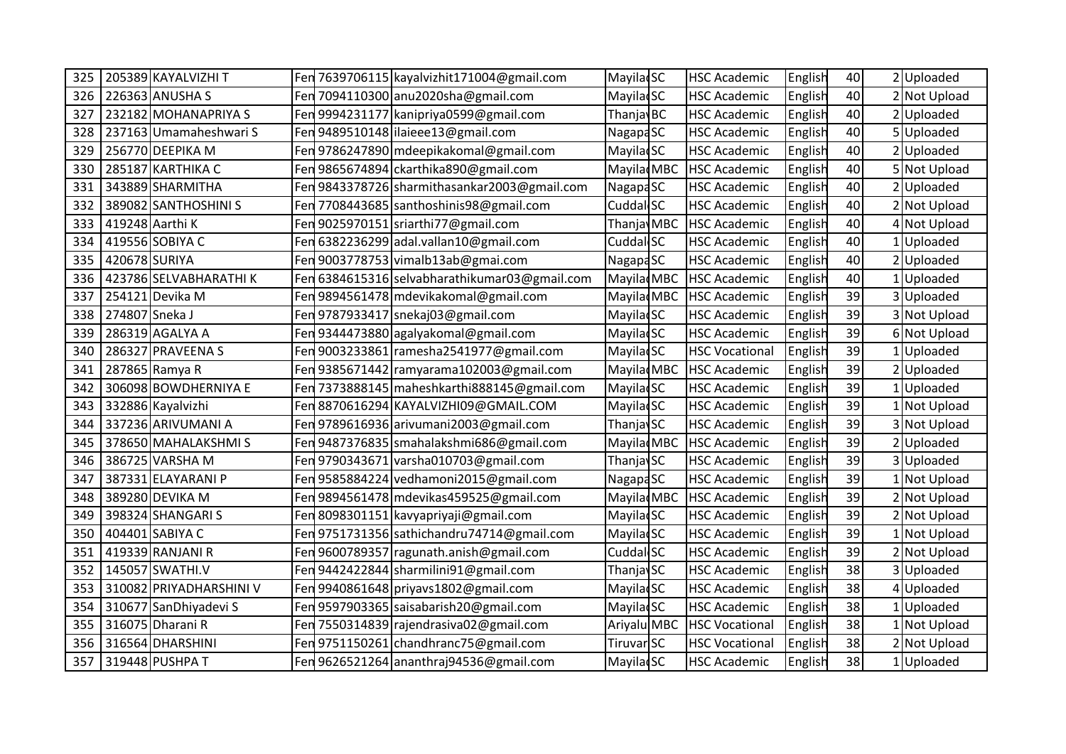| | | | | | | | | | | | |
|---|---|---|---|---|---|---|---|---|---|---|---|
| 325 | 205389 | KAYALVIZHI T | Fen | 7639706115 | kayalvizhit171004@gmail.com | Mayila | SC | HSC Academic | English | 40 | 2 | Uploaded |
| 326 | 226363 | ANUSHA S | Fen | 7094110300 | anu2020sha@gmail.com | Mayila | SC | HSC Academic | English | 40 | 2 | Not Upload |
| 327 | 232182 | MOHANAPRIYA S | Fen | 9994231177 | kanipriya0599@gmail.com | Thanja | BC | HSC Academic | English | 40 | 2 | Uploaded |
| 328 | 237163 | Umamaheshwari S | Fen | 9489510148 | ilaieee13@gmail.com | Nagapa | SC | HSC Academic | English | 40 | 5 | Uploaded |
| 329 | 256770 | DEEPIKA M | Fen | 9786247890 | mdeepikakomal@gmail.com | Mayila | SC | HSC Academic | English | 40 | 2 | Uploaded |
| 330 | 285187 | KARTHIKA C | Fen | 9865674894 | ckarthika890@gmail.com | Mayila | MBC | HSC Academic | English | 40 | 5 | Not Upload |
| 331 | 343889 | SHARMITHA | Fen | 9843378726 | sharmithasankar2003@gmail.com | Nagapa | SC | HSC Academic | English | 40 | 2 | Uploaded |
| 332 | 389082 | SANTHOSHINI S | Fen | 7708443685 | santhoshinis98@gmail.com | Cuddal | SC | HSC Academic | English | 40 | 2 | Not Upload |
| 333 | 419248 | Aarthi K | Fen | 9025970151 | sriarthi77@gmail.com | Thanja | MBC | HSC Academic | English | 40 | 4 | Not Upload |
| 334 | 419556 | SOBIYA C | Fen | 6382236299 | adal.vallan10@gmail.com | Cuddal | SC | HSC Academic | English | 40 | 1 | Uploaded |
| 335 | 420678 | SURIYA | Fen | 9003778753 | vimalb13ab@gmai.com | Nagapa | SC | HSC Academic | English | 40 | 2 | Uploaded |
| 336 | 423786 | SELVABHARATHI K | Fen | 6384615316 | selvabharathikumar03@gmail.com | Mayila | MBC | HSC Academic | English | 40 | 1 | Uploaded |
| 337 | 254121 | Devika M | Fen | 9894561478 | mdevikakomal@gmail.com | Mayila | MBC | HSC Academic | English | 39 | 3 | Uploaded |
| 338 | 274807 | Sneka J | Fen | 9787933417 | snekaj03@gmail.com | Mayila | SC | HSC Academic | English | 39 | 3 | Not Upload |
| 339 | 286319 | AGALYA A | Fen | 9344473880 | agalyakomal@gmail.com | Mayila | SC | HSC Academic | English | 39 | 6 | Not Upload |
| 340 | 286327 | PRAVEENA S | Fen | 9003233861 | ramesha2541977@gmail.com | Mayila | SC | HSC Vocational | English | 39 | 1 | Uploaded |
| 341 | 287865 | Ramya R | Fen | 9385671442 | ramyarama102003@gmail.com | Mayila | MBC | HSC Academic | English | 39 | 2 | Uploaded |
| 342 | 306098 | BOWDHERNIYA E | Fen | 7373888145 | maheshkarthi888145@gmail.com | Mayila | SC | HSC Academic | English | 39 | 1 | Uploaded |
| 343 | 332886 | Kayalvizhi | Fen | 8870616294 | KAYALVIZHI09@GMAIL.COM | Mayila | SC | HSC Academic | English | 39 | 1 | Not Upload |
| 344 | 337236 | ARIVUMANI A | Fen | 9789616936 | arivumani2003@gmail.com | Thanja | SC | HSC Academic | English | 39 | 3 | Not Upload |
| 345 | 378650 | MAHALAKSHMI S | Fen | 9487376835 | smahalakshmi686@gmail.com | Mayila | MBC | HSC Academic | English | 39 | 2 | Uploaded |
| 346 | 386725 | VARSHA M | Fen | 9790343671 | varsha010703@gmail.com | Thanja | SC | HSC Academic | English | 39 | 3 | Uploaded |
| 347 | 387331 | ELAYARANI P | Fen | 9585884224 | vedhamoni2015@gmail.com | Nagapa | SC | HSC Academic | English | 39 | 1 | Not Upload |
| 348 | 389280 | DEVIKA M | Fen | 9894561478 | mdevikas459525@gmail.com | Mayila | MBC | HSC Academic | English | 39 | 2 | Not Upload |
| 349 | 398324 | SHANGARI S | Fen | 8098301151 | kavyapriyaji@gmail.com | Mayila | SC | HSC Academic | English | 39 | 2 | Not Upload |
| 350 | 404401 | SABIYA C | Fen | 9751731356 | sathichandru74714@gmail.com | Mayila | SC | HSC Academic | English | 39 | 1 | Not Upload |
| 351 | 419339 | RANJANI R | Fen | 9600789357 | ragunath.anish@gmail.com | Cuddal | SC | HSC Academic | English | 39 | 2 | Not Upload |
| 352 | 145057 | SWATHI.V | Fen | 9442422844 | sharmilini91@gmail.com | Thanja | SC | HSC Academic | English | 38 | 3 | Uploaded |
| 353 | 310082 | PRIYADHARSHINI V | Fen | 9940861648 | priyavs1802@gmail.com | Mayila | SC | HSC Academic | English | 38 | 4 | Uploaded |
| 354 | 310677 | SanDhiyadevi S | Fen | 9597903365 | saisabarish20@gmail.com | Mayila | SC | HSC Academic | English | 38 | 1 | Uploaded |
| 355 | 316075 | Dharani R | Fen | 7550314839 | rajendrasiva02@gmail.com | Ariyalu | MBC | HSC Vocational | English | 38 | 1 | Not Upload |
| 356 | 316564 | DHARSHINI | Fen | 9751150261 | chandhranc75@gmail.com | Tiruvar | SC | HSC Vocational | English | 38 | 2 | Not Upload |
| 357 | 319448 | PUSHPA T | Fen | 9626521264 | ananthraj94536@gmail.com | Mayila | SC | HSC Academic | English | 38 | 1 | Uploaded |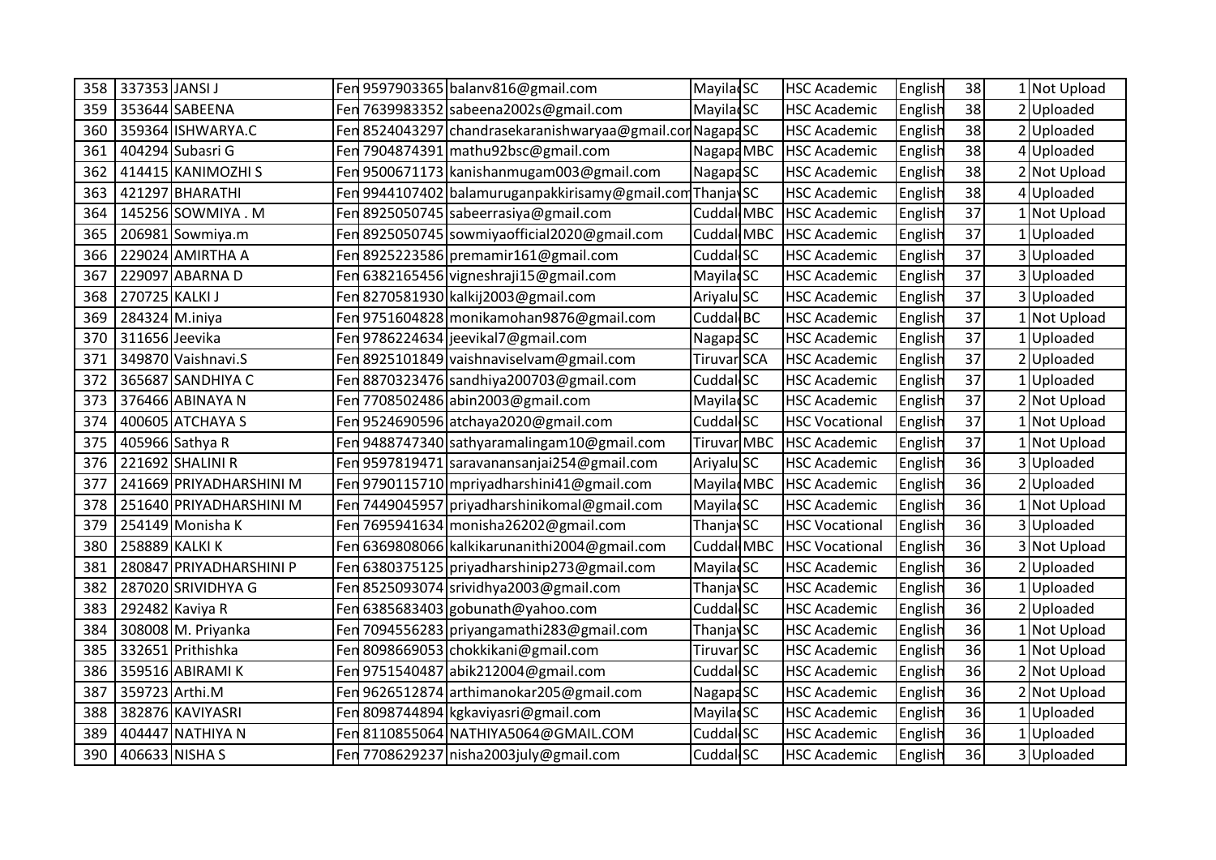| 358 | 337353 | JANSI J | Fen | 9597903365 | balanv816@gmail.com | Mayila | SC | HSC Academic | English | 38 | 1 | Not Upload |
|---|---|---|---|---|---|---|---|---|---|---|---|---|
| 359 | 353644 | SABEENA | Fen | 7639983352 | sabeena2002s@gmail.com | Mayila | SC | HSC Academic | English | 38 | 2 | Uploaded |
| 360 | 359364 | ISHWARYA.C | Fen | 8524043297 | chandrasekaranishwarya@gmail.cor | Nagapa | SC | HSC Academic | English | 38 | 2 | Uploaded |
| 361 | 404294 | Subasri G | Fen | 7904874391 | mathu92bsc@gmail.com | Nagapa | MBC | HSC Academic | English | 38 | 4 | Uploaded |
| 362 | 414415 | KANIMOZHI S | Fen | 9500671173 | kanishanmugam003@gmail.com | Nagapa | SC | HSC Academic | English | 38 | 2 | Not Upload |
| 363 | 421297 | BHARATHI | Fen | 9944107402 | balamuruganpakkirisamy@gmail.com | Thanja | SC | HSC Academic | English | 38 | 4 | Uploaded |
| 364 | 145256 | SOWMIYA . M | Fen | 8925050745 | sabeerrasiya@gmail.com | Cuddal | MBC | HSC Academic | English | 37 | 1 | Not Upload |
| 365 | 206981 | Sowmiya.m | Fen | 8925050745 | sowmiyaofficial2020@gmail.com | Cuddal | MBC | HSC Academic | English | 37 | 1 | Uploaded |
| 366 | 229024 | AMIRTHA A | Fen | 8925223586 | premamir161@gmail.com | Cuddal | SC | HSC Academic | English | 37 | 3 | Uploaded |
| 367 | 229097 | ABARNA D | Fen | 6382165456 | vigneshraji15@gmail.com | Mayila | SC | HSC Academic | English | 37 | 3 | Uploaded |
| 368 | 270725 | KALKI J | Fen | 8270581930 | kalkij2003@gmail.com | Ariyalu | SC | HSC Academic | English | 37 | 3 | Uploaded |
| 369 | 284324 | M.iniya | Fen | 9751604828 | monikamohan9876@gmail.com | Cuddal | BC | HSC Academic | English | 37 | 1 | Not Upload |
| 370 | 311656 | Jeevika | Fen | 9786224634 | jeevikal7@gmail.com | Nagapa | SC | HSC Academic | English | 37 | 1 | Uploaded |
| 371 | 349870 | Vaishnavi.S | Fen | 8925101849 | vaishnaviselvam@gmail.com | Tiruvar | SCA | HSC Academic | English | 37 | 2 | Uploaded |
| 372 | 365687 | SANDHIYA C | Fen | 8870323476 | sandhiya200703@gmail.com | Cuddal | SC | HSC Academic | English | 37 | 1 | Uploaded |
| 373 | 376466 | ABINAYA N | Fen | 7708502486 | abin2003@gmail.com | Mayila | SC | HSC Academic | English | 37 | 2 | Not Upload |
| 374 | 400605 | ATCHAYA S | Fen | 9524690596 | atchaya2020@gmail.com | Cuddal | SC | HSC Vocational | English | 37 | 1 | Not Upload |
| 375 | 405966 | Sathya R | Fen | 9488747340 | sathyaramalingam10@gmail.com | Tiruvar | MBC | HSC Academic | English | 37 | 1 | Not Upload |
| 376 | 221692 | SHALINI R | Fen | 9597819471 | saravanansanjai254@gmail.com | Ariyalu | SC | HSC Academic | English | 36 | 3 | Uploaded |
| 377 | 241669 | PRIYADHARSHINI M | Fen | 9790115710 | mpriyadharshini41@gmail.com | Mayila | MBC | HSC Academic | English | 36 | 2 | Uploaded |
| 378 | 251640 | PRIYADHARSHINI M | Fen | 7449045957 | priyadharshinikomal@gmail.com | Mayila | SC | HSC Academic | English | 36 | 1 | Not Upload |
| 379 | 254149 | Monisha K | Fen | 7695941634 | monisha26202@gmail.com | Thanja | SC | HSC Vocational | English | 36 | 3 | Uploaded |
| 380 | 258889 | KALKI K | Fen | 6369808066 | kalkikarunanithi2004@gmail.com | Cuddal | MBC | HSC Vocational | English | 36 | 3 | Not Upload |
| 381 | 280847 | PRIYADHARSHINI P | Fen | 6380375125 | priyadharshinip273@gmail.com | Mayila | SC | HSC Academic | English | 36 | 2 | Uploaded |
| 382 | 287020 | SRIVIDHYA G | Fen | 8525093074 | srividhya2003@gmail.com | Thanja | SC | HSC Academic | English | 36 | 1 | Uploaded |
| 383 | 292482 | Kaviya R | Fen | 6385683403 | gobunath@yahoo.com | Cuddal | SC | HSC Academic | English | 36 | 2 | Uploaded |
| 384 | 308008 | M. Priyanka | Fen | 7094556283 | priyangamathi283@gmail.com | Thanja | SC | HSC Academic | English | 36 | 1 | Not Upload |
| 385 | 332651 | Prithishka | Fen | 8098669053 | chokkikani@gmail.com | Tiruvar | SC | HSC Academic | English | 36 | 1 | Not Upload |
| 386 | 359516 | ABIRAMI K | Fen | 9751540487 | abik212004@gmail.com | Cuddal | SC | HSC Academic | English | 36 | 2 | Not Upload |
| 387 | 359723 | Arthi.M | Fen | 9626512874 | arthimanokar205@gmail.com | Nagapa | SC | HSC Academic | English | 36 | 2 | Not Upload |
| 388 | 382876 | KAVIYASRI | Fen | 8098744894 | kgkaviyasri@gmail.com | Mayila | SC | HSC Academic | English | 36 | 1 | Uploaded |
| 389 | 404447 | NATHIYA N | Fen | 8110855064 | NATHIYA5064@GMAIL.COM | Cuddal | SC | HSC Academic | English | 36 | 1 | Uploaded |
| 390 | 406633 | NISHA S | Fen | 7708629237 | nisha2003july@gmail.com | Cuddal | SC | HSC Academic | English | 36 | 3 | Uploaded |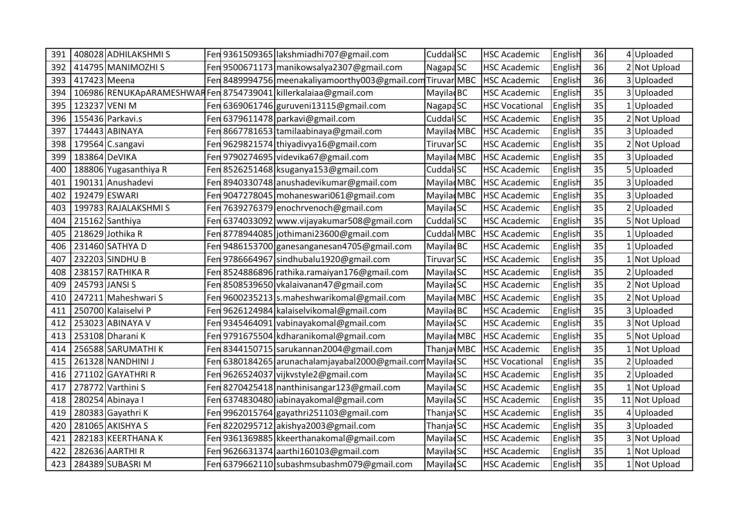| | | | | | | | | | | | |
|---|---|---|---|---|---|---|---|---|---|---|---|
| 391 | 408028 | ADHILAKSHMI S | Fen | 9361509365 | lakshmiadhi707@gmail.com | Cuddal | SC | HSC Academic | English | 36 | 4 | Uploaded |
| 392 | 414795 | MANIMOZHI S | Fen | 9500671173 | manikowsalya2307@gmail.com | Nagapa | SC | HSC Academic | English | 36 | 2 | Not Upload |
| 393 | 417423 | Meena | Fen | 8489994756 | meenakaliyamoorthy003@gmail.com | Tiruvar | MBC | HSC Academic | English | 36 | 3 | Uploaded |
| 394 | 106986 | RENUKApARAMESHWAR | Fen | 8754739041 | killerkalaiaa@gmail.com | Mayilad | BC | HSC Academic | English | 35 | 3 | Uploaded |
| 395 | 123237 | VENI M | Fen | 6369061746 | guruveni13115@gmail.com | Nagapa | SC | HSC Vocational | English | 35 | 1 | Uploaded |
| 396 | 155436 | Parkavi.s | Fen | 6379611478 | parkavi@gmail.com | Cuddal | SC | HSC Academic | English | 35 | 2 | Not Upload |
| 397 | 174443 | ABINAYA | Fen | 8667781653 | tamilaabinaya@gmail.com | Mayilad | MBC | HSC Academic | English | 35 | 3 | Uploaded |
| 398 | 179564 | C.sangavi | Fen | 9629821574 | thiyadivya16@gmail.com | Tiruvar | SC | HSC Academic | English | 35 | 2 | Not Upload |
| 399 | 183864 | DeVIKA | Fen | 9790274695 | videvika67@gmail.com | Mayilad | MBC | HSC Academic | English | 35 | 3 | Uploaded |
| 400 | 188806 | Yugasanthiya R | Fen | 8526251468 | ksuganya153@gmail.com | Cuddal | SC | HSC Academic | English | 35 | 5 | Uploaded |
| 401 | 190131 | Anushadevi | Fen | 8940330748 | anushadevikumar@gmail.com | Mayilad | MBC | HSC Academic | English | 35 | 3 | Uploaded |
| 402 | 192479 | ESWARI | Fen | 9047278045 | mohaneswari061@gmail.com | Mayilad | MBC | HSC Academic | English | 35 | 3 | Uploaded |
| 403 | 199783 | RAJALAKSHMI S | Fen | 7639276379 | enochrvenoch@gmail.com | Mayilad | SC | HSC Academic | English | 35 | 2 | Uploaded |
| 404 | 215162 | Santhiya | Fen | 6374033092 | www.vijayakumar508@gmail.com | Cuddal | SC | HSC Academic | English | 35 | 5 | Not Upload |
| 405 | 218629 | Jothika R | Fen | 8778944085 | jothimani23600@gmail.com | Cuddal | MBC | HSC Academic | English | 35 | 1 | Uploaded |
| 406 | 231460 | SATHYA D | Fen | 9486153700 | ganesanganesan4705@gmail.com | Mayilad | BC | HSC Academic | English | 35 | 1 | Uploaded |
| 407 | 232203 | SINDHU B | Fen | 9786664967 | sindhubalu1920@gmail.com | Tiruvar | SC | HSC Academic | English | 35 | 1 | Not Upload |
| 408 | 238157 | RATHIKA R | Fen | 8524886896 | rathika.ramaiyan176@gmail.com | Mayilad | SC | HSC Academic | English | 35 | 2 | Uploaded |
| 409 | 245793 | JANSI S | Fen | 8508539650 | vkalaivanan47@gmail.com | Mayilad | SC | HSC Academic | English | 35 | 2 | Not Upload |
| 410 | 247211 | Maheshwari S | Fen | 9600235213 | s.maheshwarikomal@gmail.com | Mayilad | MBC | HSC Academic | English | 35 | 2 | Not Upload |
| 411 | 250700 | Kalaiselvi P | Fen | 9626124984 | kalaiselvikomal@gmail.com | Mayilad | BC | HSC Academic | English | 35 | 3 | Uploaded |
| 412 | 253023 | ABINAYA V | Fen | 9345464091 | vabinayakomal@gmail.com | Mayilad | SC | HSC Academic | English | 35 | 3 | Not Upload |
| 413 | 253108 | Dharani K | Fen | 9791675504 | kdharanikomal@gmail.com | Mayilad | MBC | HSC Academic | English | 35 | 5 | Not Upload |
| 414 | 256588 | SARUMATHI K | Fen | 8344150715 | sarukannan2004@gmail.com | Thanja | MBC | HSC Academic | English | 35 | 1 | Not Upload |
| 415 | 261328 | NANDHINI J | Fen | 6380184265 | arunachalamjayabal2000@gmail.com | Mayilad | SC | HSC Vocational | English | 35 | 2 | Uploaded |
| 416 | 271102 | GAYATHRI R | Fen | 9626524037 | vijkvstyle2@gmail.com | Mayilad | SC | HSC Academic | English | 35 | 2 | Uploaded |
| 417 | 278772 | Varthini S | Fen | 8270425418 | nanthinisangar123@gmail.com | Mayilad | SC | HSC Academic | English | 35 | 1 | Not Upload |
| 418 | 280254 | Abinaya I | Fen | 6374830480 | iabinayakomal@gmail.com | Mayilad | SC | HSC Academic | English | 35 | 11 | Not Upload |
| 419 | 280383 | Gayathri K | Fen | 9962015764 | gayathri251103@gmail.com | Thanja | SC | HSC Academic | English | 35 | 4 | Uploaded |
| 420 | 281065 | AKISHYA S | Fen | 8220295712 | akishya2003@gmail.com | Thanja | SC | HSC Academic | English | 35 | 3 | Uploaded |
| 421 | 282183 | KEERTHANA K | Fen | 9361369885 | kkeerthanakomal@gmail.com | Mayilad | SC | HSC Academic | English | 35 | 3 | Not Upload |
| 422 | 282636 | AARTHI R | Fen | 9626631374 | aarthi160103@gmail.com | Mayilad | SC | HSC Academic | English | 35 | 1 | Not Upload |
| 423 | 284389 | SUBASRI M | Fen | 6379662110 | subashmsubashm079@gmail.com | Mayilad | SC | HSC Academic | English | 35 | 1 | Not Upload |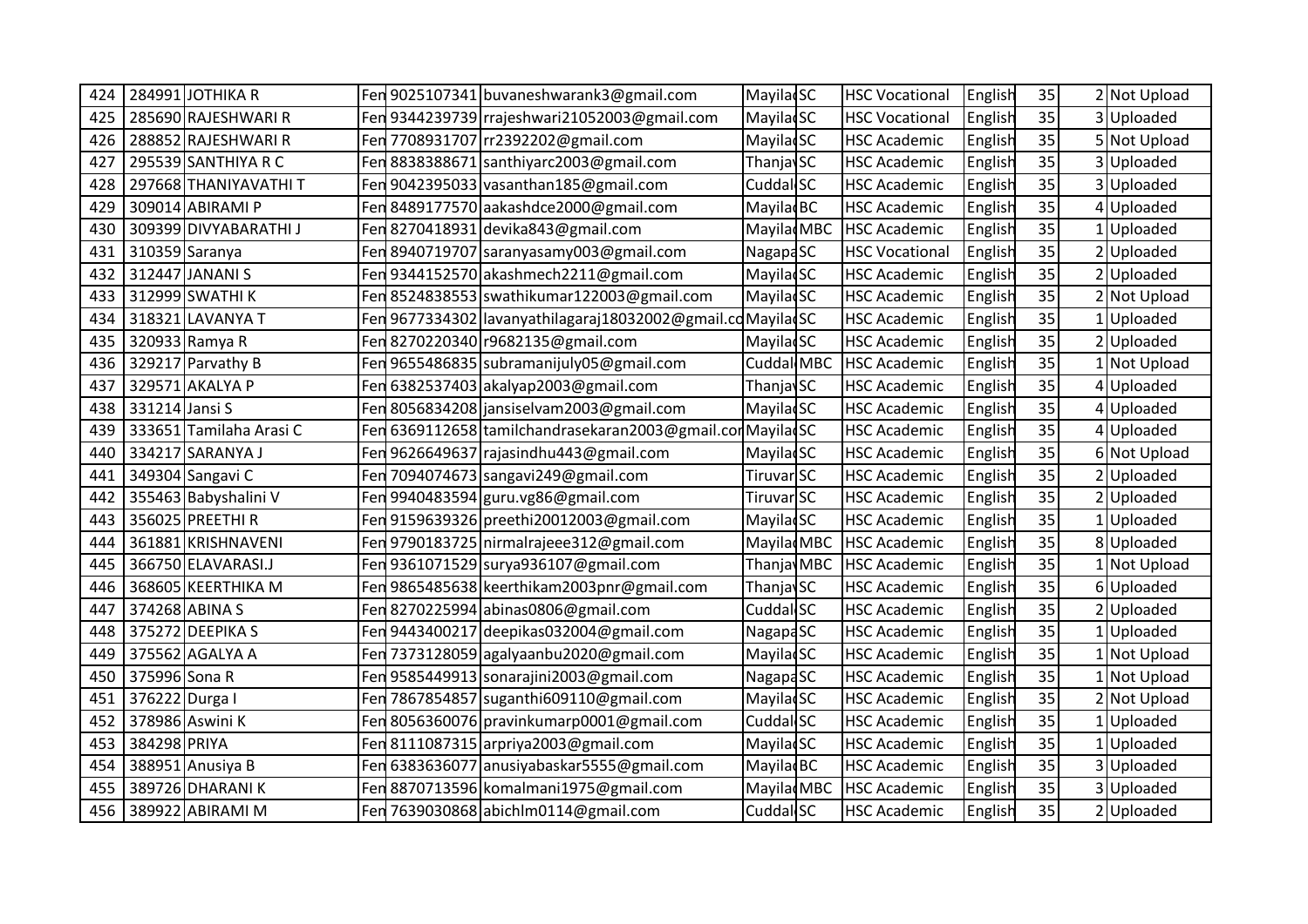| 424 | 284991 | JOTHIKA R | Fen | 9025107341 | buvaneshwarank3@gmail.com | Mayila | SC | HSC Vocational | English | 35 | 2 | Not Upload |
|---|---|---|---|---|---|---|---|---|---|---|---|---|
| 425 | 285690 | RAJESHWARI R | Fen | 9344239739 | rrajeshwari21052003@gmail.com | Mayila | SC | HSC Vocational | English | 35 | 3 | Uploaded |
| 426 | 288852 | RAJESHWARI R | Fen | 7708931707 | rr2392202@gmail.com | Mayila | SC | HSC Academic | English | 35 | 5 | Not Upload |
| 427 | 295539 | SANTHIYA R C | Fen | 8838388671 | santhiyarc2003@gmail.com | Thanja | SC | HSC Academic | English | 35 | 3 | Uploaded |
| 428 | 297668 | THANIYAVATHI T | Fen | 9042395033 | vasanthan185@gmail.com | Cuddal | SC | HSC Academic | English | 35 | 3 | Uploaded |
| 429 | 309014 | ABIRAMI P | Fen | 8489177570 | aakashdce2000@gmail.com | Mayila | BC | HSC Academic | English | 35 | 4 | Uploaded |
| 430 | 309399 | DIVYABARATHI J | Fen | 8270418931 | devika843@gmail.com | Mayila | MBC | HSC Academic | English | 35 | 1 | Uploaded |
| 431 | 310359 | Saranya | Fen | 8940719707 | saranyasamy003@gmail.com | Nagapa | SC | HSC Vocational | English | 35 | 2 | Uploaded |
| 432 | 312447 | JANANI S | Fen | 9344152570 | akashmech2211@gmail.com | Mayila | SC | HSC Academic | English | 35 | 2 | Uploaded |
| 433 | 312999 | SWATHI K | Fen | 8524838553 | swathikumar122003@gmail.com | Mayila | SC | HSC Academic | English | 35 | 2 | Not Upload |
| 434 | 318321 | LAVANYA T | Fen | 9677334302 | lavanyathilagaraj18032002@gmail.co | Mayila | SC | HSC Academic | English | 35 | 1 | Uploaded |
| 435 | 320933 | Ramya R | Fen | 8270220340 | r9682135@gmail.com | Mayila | SC | HSC Academic | English | 35 | 2 | Uploaded |
| 436 | 329217 | Parvathy B | Fen | 9655486835 | subramanijuly05@gmail.com | Cuddal | MBC | HSC Academic | English | 35 | 1 | Not Upload |
| 437 | 329571 | AKALYA P | Fen | 6382537403 | akalyap2003@gmail.com | Thanja | SC | HSC Academic | English | 35 | 4 | Uploaded |
| 438 | 331214 | Jansi S | Fen | 8056834208 | jansiselvam2003@gmail.com | Mayila | SC | HSC Academic | English | 35 | 4 | Uploaded |
| 439 | 333651 | Tamilaha Arasi C | Fen | 6369112658 | tamilchandrasekaran2003@gmail.cor | Mayila | SC | HSC Academic | English | 35 | 4 | Uploaded |
| 440 | 334217 | SARANYA J | Fen | 9626649637 | rajasindhu443@gmail.com | Mayila | SC | HSC Academic | English | 35 | 6 | Not Upload |
| 441 | 349304 | Sangavi C | Fen | 7094074673 | sangavi249@gmail.com | Tiruvar | SC | HSC Academic | English | 35 | 2 | Uploaded |
| 442 | 355463 | Babyshalini V | Fen | 9940483594 | guru.vg86@gmail.com | Tiruvar | SC | HSC Academic | English | 35 | 2 | Uploaded |
| 443 | 356025 | PREETHI R | Fen | 9159639326 | preethi20012003@gmail.com | Mayila | SC | HSC Academic | English | 35 | 1 | Uploaded |
| 444 | 361881 | KRISHNAVENI | Fen | 9790183725 | nirmalrajeee312@gmail.com | Mayila | MBC | HSC Academic | English | 35 | 8 | Uploaded |
| 445 | 366750 | ELAVARASI.J | Fen | 9361071529 | surya936107@gmail.com | Thanja | MBC | HSC Academic | English | 35 | 1 | Not Upload |
| 446 | 368605 | KEERTHIKA M | Fen | 9865485638 | keerthikam2003pnr@gmail.com | Thanja | SC | HSC Academic | English | 35 | 6 | Uploaded |
| 447 | 374268 | ABINA S | Fen | 8270225994 | abinas0806@gmail.com | Cuddal | SC | HSC Academic | English | 35 | 2 | Uploaded |
| 448 | 375272 | DEEPIKA S | Fen | 9443400217 | deepikas032004@gmail.com | Nagapa | SC | HSC Academic | English | 35 | 1 | Uploaded |
| 449 | 375562 | AGALYA A | Fen | 7373128059 | agalyaanbu2020@gmail.com | Mayila | SC | HSC Academic | English | 35 | 1 | Not Upload |
| 450 | 375996 | Sona R | Fen | 9585449913 | sonarajini2003@gmail.com | Nagapa | SC | HSC Academic | English | 35 | 1 | Not Upload |
| 451 | 376222 | Durga I | Fen | 7867854857 | suganthi609110@gmail.com | Mayila | SC | HSC Academic | English | 35 | 2 | Not Upload |
| 452 | 378986 | Aswini K | Fen | 8056360076 | pravinkumarp0001@gmail.com | Cuddal | SC | HSC Academic | English | 35 | 1 | Uploaded |
| 453 | 384298 | PRIYA | Fen | 8111087315 | arpriya2003@gmail.com | Mayila | SC | HSC Academic | English | 35 | 1 | Uploaded |
| 454 | 388951 | Anusiya B | Fen | 6383636077 | anusiyabaskar5555@gmail.com | Mayila | BC | HSC Academic | English | 35 | 3 | Uploaded |
| 455 | 389726 | DHARANI K | Fen | 8870713596 | komalmani1975@gmail.com | Mayila | MBC | HSC Academic | English | 35 | 3 | Uploaded |
| 456 | 389922 | ABIRAMI M | Fen | 7639030868 | abichlm0114@gmail.com | Cuddal | SC | HSC Academic | English | 35 | 2 | Uploaded |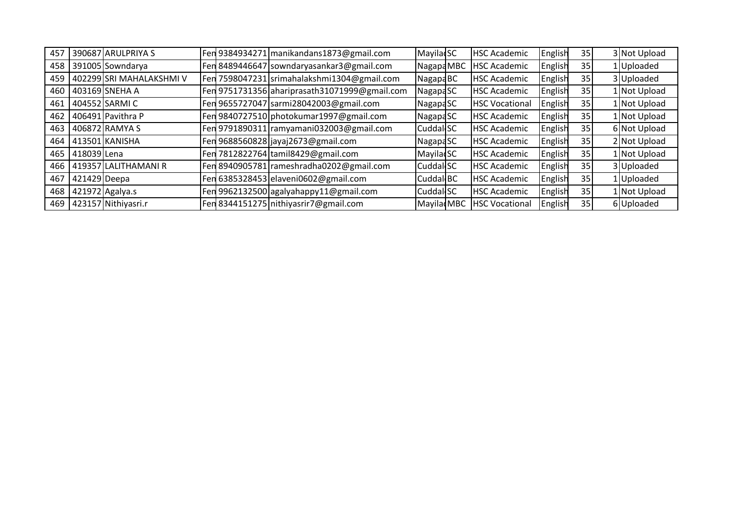| | | | | | | | | | | | |
|---|---|---|---|---|---|---|---|---|---|---|---|
| 457 | 390687 | ARULPRIYA S | Fen | 9384934271 | manikandans1873@gmail.com | Mayila | SC | HSC Academic | English | 35 | 3 | Not Upload |
| 458 | 391005 | Sowndarya | Fen | 8489446647 | sowndaryasankar3@gmail.com | Nagapa | MBC | HSC Academic | English | 35 | 1 | Uploaded |
| 459 | 402299 | SRI MAHALAKSHMI V | Fen | 7598047231 | srimahalakshmi1304@gmail.com | Nagapa | BC | HSC Academic | English | 35 | 3 | Uploaded |
| 460 | 403169 | SNEHA A | Fen | 9751731356 | ahariprasath31071999@gmail.com | Nagapa | SC | HSC Academic | English | 35 | 1 | Not Upload |
| 461 | 404552 | SARMI C | Fen | 9655727047 | sarmi28042003@gmail.com | Nagapa | SC | HSC Vocational | English | 35 | 1 | Not Upload |
| 462 | 406491 | Pavithra P | Fen | 9840727510 | photokumar1997@gmail.com | Nagapa | SC | HSC Academic | English | 35 | 1 | Not Upload |
| 463 | 406872 | RAMYA S | Fen | 9791890311 | ramyamani032003@gmail.com | Cuddal | SC | HSC Academic | English | 35 | 6 | Not Upload |
| 464 | 413501 | KANISHA | Fen | 9688560828 | jayaj2673@gmail.com | Nagapa | SC | HSC Academic | English | 35 | 2 | Not Upload |
| 465 | 418039 | Lena | Fen | 7812822764 | tamil8429@gmail.com | Mayila | SC | HSC Academic | English | 35 | 1 | Not Upload |
| 466 | 419357 | LALITHAMANI R | Fen | 8940905781 | rameshradha0202@gmail.com | Cuddal | SC | HSC Academic | English | 35 | 3 | Uploaded |
| 467 | 421429 | Deepa | Fen | 6385328453 | elaveni0602@gmail.com | Cuddal | BC | HSC Academic | English | 35 | 1 | Uploaded |
| 468 | 421972 | Agalya.s | Fen | 9962132500 | agalyahappy11@gmail.com | Cuddal | SC | HSC Academic | English | 35 | 1 | Not Upload |
| 469 | 423157 | Nithiyasri.r | Fen | 8344151275 | nithiyasrir7@gmail.com | Mayila | MBC | HSC Vocational | English | 35 | 6 | Uploaded |